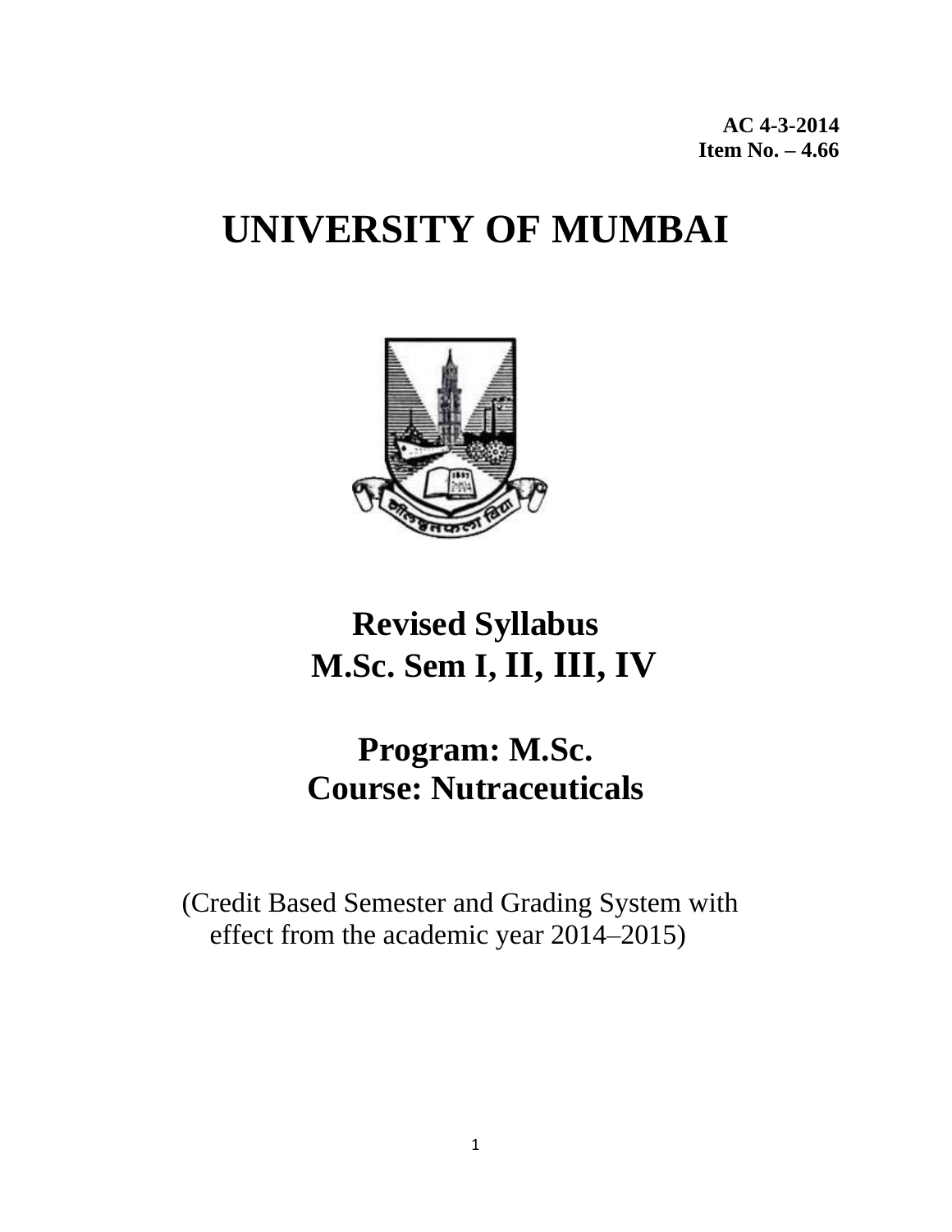**AC 4-3-2014**
**Item No. – 4.66**

# UNIVERSITY OF MUMBAI

## Revised Syllabus
## M.Sc. Sem I, II, III, IV

## Program: M.Sc.
## Course: Nutraceuticals

(Credit Based Semester and Grading System with effect from the academic year 2014–2015)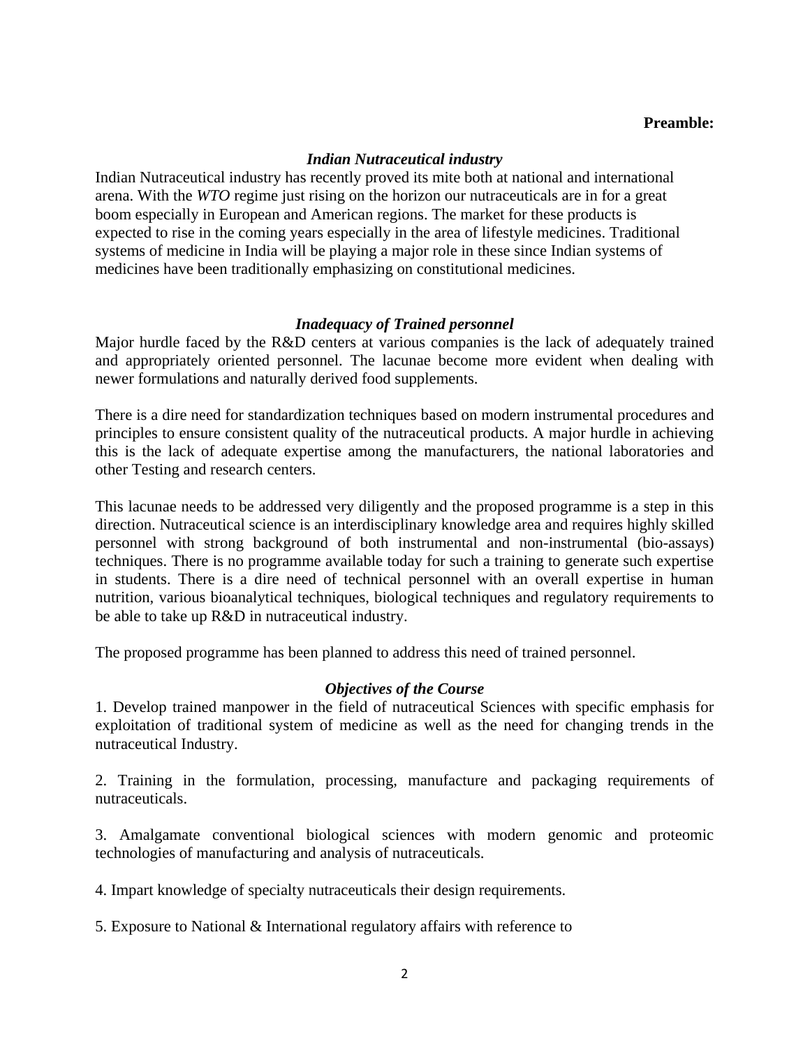**Preamble:**

### *Indian Nutraceutical industry*

Indian Nutraceutical industry has recently proved its mite both at national and international arena. With the *WTO* regime just rising on the horizon our nutraceuticals are in for a great boom especially in European and American regions. The market for these products is expected to rise in the coming years especially in the area of lifestyle medicines. Traditional systems of medicine in India will be playing a major role in these since Indian systems of medicines have been traditionally emphasizing on constitutional medicines.

### *Inadequacy of Trained personnel*

Major hurdle faced by the R&D centers at various companies is the lack of adequately trained and appropriately oriented personnel. The lacunae become more evident when dealing with newer formulations and naturally derived food supplements.

There is a dire need for standardization techniques based on modern instrumental procedures and principles to ensure consistent quality of the nutraceutical products. A major hurdle in achieving this is the lack of adequate expertise among the manufacturers, the national laboratories and other Testing and research centers.

This lacunae needs to be addressed very diligently and the proposed programme is a step in this direction. Nutraceutical science is an interdisciplinary knowledge area and requires highly skilled personnel with strong background of both instrumental and non-instrumental (bio-assays) techniques. There is no programme available today for such a training to generate such expertise in students. There is a dire need of technical personnel with an overall expertise in human nutrition, various bioanalytical techniques, biological techniques and regulatory requirements to be able to take up R&D in nutraceutical industry.

The proposed programme has been planned to address this need of trained personnel.

### *Objectives of the Course*

1. Develop trained manpower in the field of nutraceutical Sciences with specific emphasis for exploitation of traditional system of medicine as well as the need for changing trends in the nutraceutical Industry.

2. Training in the formulation, processing, manufacture and packaging requirements of nutraceuticals.

3. Amalgamate conventional biological sciences with modern genomic and proteomic technologies of manufacturing and analysis of nutraceuticals.

4. Impart knowledge of specialty nutraceuticals their design requirements.

5. Exposure to National & International regulatory affairs with reference to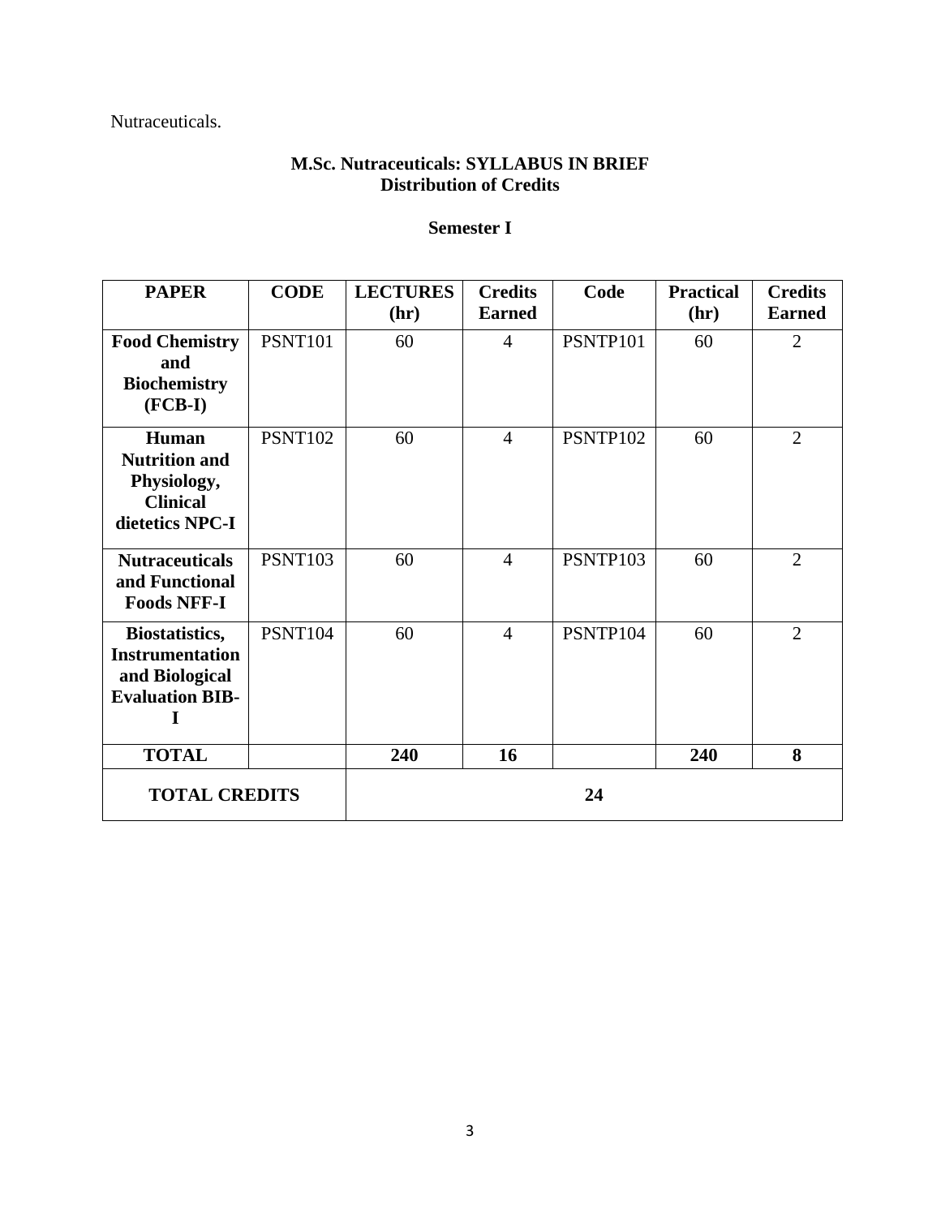Nutraceuticals.

**M.Sc. Nutraceuticals: SYLLABUS IN BRIEF**
**Distribution of Credits**

**Semester I**

| PAPER | CODE | LECTURES (hr) | Credits Earned | Code | Practical (hr) | Credits Earned |
|---|---|---|---|---|---|---|
| **Food Chemistry and Biochemistry (FCB-I)** | PSNT101 | 60 | 4 | PSNTP101 | 60 | 2 |
| **Human Nutrition and Physiology, Clinical dietetics NPC-I** | PSNT102 | 60 | 4 | PSNTP102 | 60 | 2 |
| **Nutraceuticals and Functional Foods NFF-I** | PSNT103 | 60 | 4 | PSNTP103 | 60 | 2 |
| **Biostatistics, Instrumentation and Biological Evaluation BIB-I** | PSNT104 | 60 | 4 | PSNTP104 | 60 | 2 |
| **TOTAL** | | **240** | **16** | | **240** | **8** |
| **TOTAL CREDITS** | | **24** | | | | |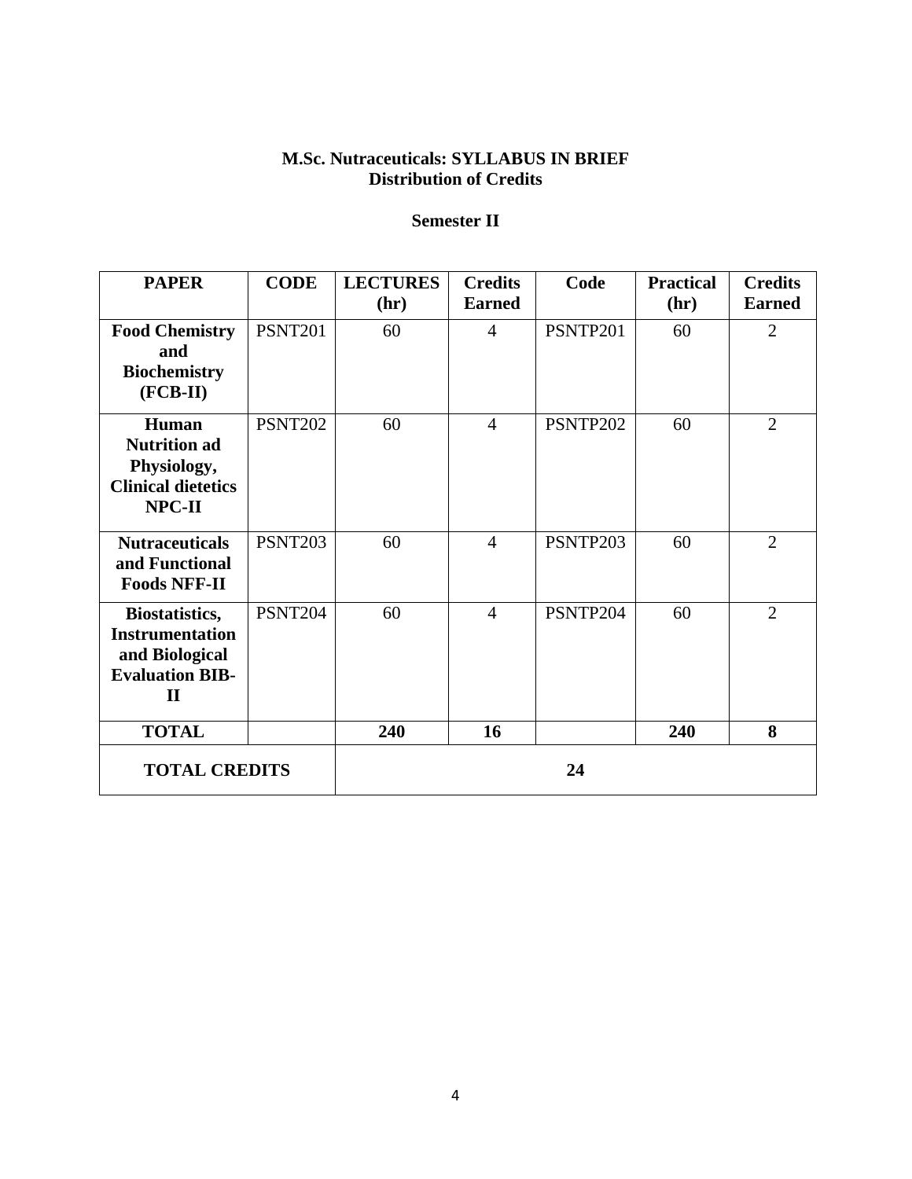**M.Sc. Nutraceuticals: SYLLABUS IN BRIEF**
**Distribution of Credits**

**Semester II**

| PAPER | CODE | LECTURES (hr) | Credits Earned | Code | Practical (hr) | Credits Earned |
|---|---|---|---|---|---|---|
| **Food Chemistry and Biochemistry (FCB-II)** | PSNT201 | 60 | 4 | PSNTP201 | 60 | 2 |
| **Human Nutrition ad Physiology, Clinical dietetics NPC-II** | PSNT202 | 60 | 4 | PSNTP202 | 60 | 2 |
| **Nutraceuticals and Functional Foods NFF-II** | PSNT203 | 60 | 4 | PSNTP203 | 60 | 2 |
| **Biostatistics, Instrumentation and Biological Evaluation BIB-II** | PSNT204 | 60 | 4 | PSNTP204 | 60 | 2 |
| **TOTAL** | | **240** | **16** | | **240** | **8** |
| **TOTAL CREDITS** | | **24** | | | | |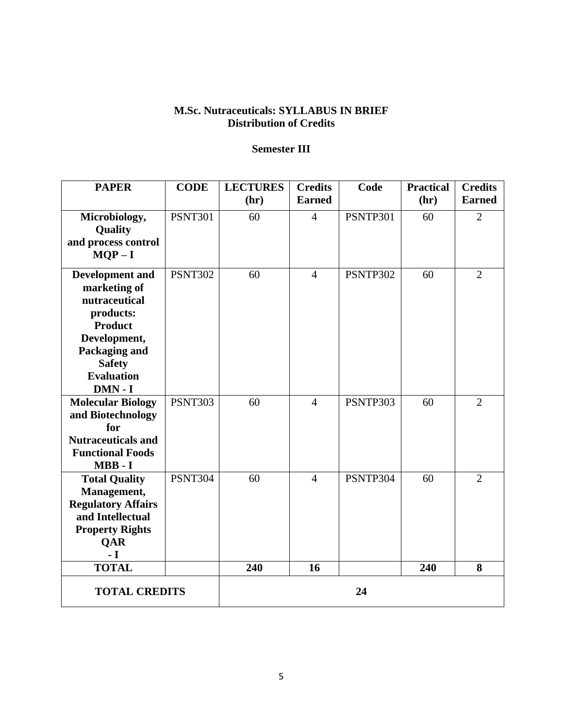**M.Sc. Nutraceuticals: SYLLABUS IN BRIEF**
**Distribution of Credits**

### Semester III

| PAPER | CODE | LECTURES (hr) | Credits Earned | Code | Practical (hr) | Credits Earned |
|---|---|---|---|---|---|---|
| **Microbiology, Quality and process control MQP – I** | PSNT301 | 60 | 4 | PSNTP301 | 60 | 2 |
| **Development and marketing of nutraceutical products: Product Development, Packaging and Safety Evaluation DMN - I** | PSNT302 | 60 | 4 | PSNTP302 | 60 | 2 |
| **Molecular Biology and Biotechnology for Nutraceuticals and Functional Foods MBB - I** | PSNT303 | 60 | 4 | PSNTP303 | 60 | 2 |
| **Total Quality Management, Regulatory Affairs and Intellectual Property Rights QAR - I** | PSNT304 | 60 | 4 | PSNTP304 | 60 | 2 |
| **TOTAL** | | **240** | **16** | | **240** | **8** |
| **TOTAL CREDITS** | | **24** | | | | |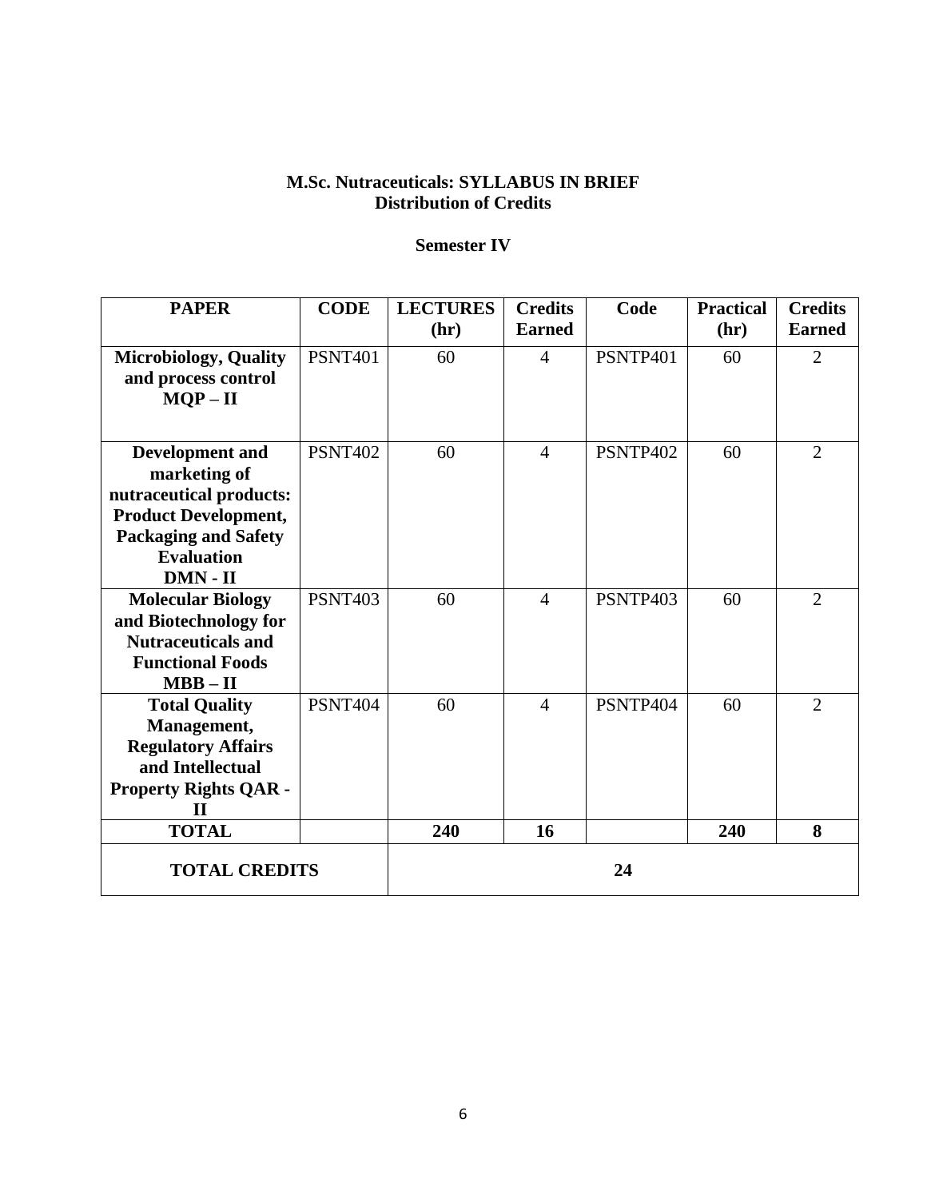**M.Sc. Nutraceuticals: SYLLABUS IN BRIEF**
**Distribution of Credits**

**Semester IV**

| PAPER | CODE | LECTURES (hr) | Credits Earned | Code | Practical (hr) | Credits Earned |
|---|---|---|---|---|---|---|
| **Microbiology, Quality and process control MQP – II** | PSNT401 | 60 | 4 | PSNTP401 | 60 | 2 |
| **Development and marketing of nutraceutical products: Product Development, Packaging and Safety Evaluation DMN - II** | PSNT402 | 60 | 4 | PSNTP402 | 60 | 2 |
| **Molecular Biology and Biotechnology for Nutraceuticals and Functional Foods MBB – II** | PSNT403 | 60 | 4 | PSNTP403 | 60 | 2 |
| **Total Quality Management, Regulatory Affairs and Intellectual Property Rights QAR - II** | PSNT404 | 60 | 4 | PSNTP404 | 60 | 2 |
| **TOTAL** | | **240** | **16** | | **240** | **8** |
| **TOTAL CREDITS** | | **24** | | | | |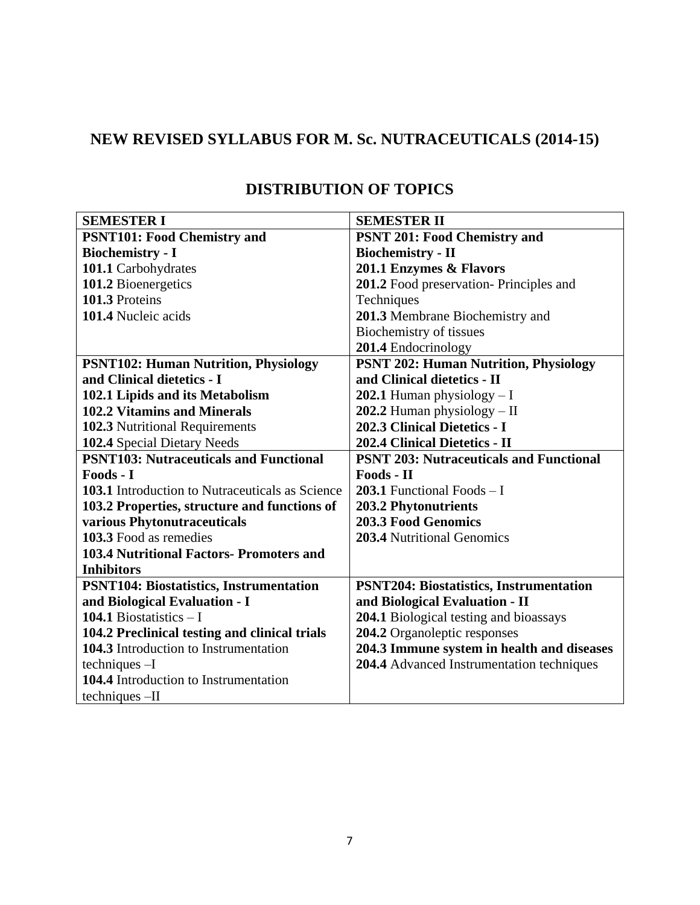# NEW REVISED SYLLABUS FOR M. Sc. NUTRACEUTICALS (2014-15)

## DISTRIBUTION OF TOPICS

| SEMESTER I | SEMESTER II |
|---|---|
| **PSNT101: Food Chemistry and Biochemistry - I**<br>**101.1** Carbohydrates<br>**101.2** Bioenergetics<br>**101.3** Proteins<br>**101.4** Nucleic acids | **PSNT 201: Food Chemistry and Biochemistry - II**<br>**201.1 Enzymes & Flavors**<br>**201.2** Food preservation- Principles and Techniques<br>**201.3** Membrane Biochemistry and Biochemistry of tissues<br>**201.4** Endocrinology |
| **PSNT102: Human Nutrition, Physiology and Clinical dietetics - I**<br>**102.1 Lipids and its Metabolism**<br>**102.2 Vitamins and Minerals**<br>**102.3** Nutritional Requirements<br>**102.4** Special Dietary Needs | **PSNT 202: Human Nutrition, Physiology and Clinical dietetics - II**<br>**202.1** Human physiology – I<br>**202.2** Human physiology – II<br>**202.3 Clinical Dietetics - I**<br>**202.4 Clinical Dietetics - II** |
| **PSNT103: Nutraceuticals and Functional Foods - I**<br>**103.1** Introduction to Nutraceuticals as Science<br>**103.2 Properties, structure and functions of various Phytonutraceuticals**<br>**103.3** Food as remedies<br>**103.4 Nutritional Factors- Promoters and Inhibitors** | **PSNT 203: Nutraceuticals and Functional Foods - II**<br>**203.1** Functional Foods – I<br>**203.2 Phytonutrients**<br>**203.3 Food Genomics**<br>**203.4** Nutritional Genomics |
| **PSNT104: Biostatistics, Instrumentation and Biological Evaluation - I**<br>**104.1** Biostatistics – I<br>**104.2 Preclinical testing and clinical trials**<br>**104.3** Introduction to Instrumentation techniques –I<br>**104.4** Introduction to Instrumentation techniques –II | **PSNT204: Biostatistics, Instrumentation and Biological Evaluation - II**<br>**204.1** Biological testing and bioassays<br>**204.2** Organoleptic responses<br>**204.3 Immune system in health and diseases**<br>**204.4** Advanced Instrumentation techniques |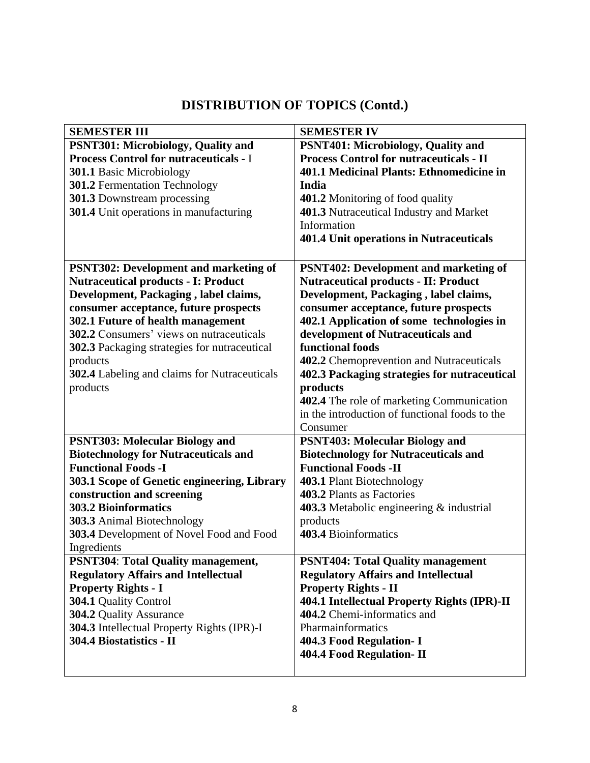# DISTRIBUTION OF TOPICS (Contd.)

| SEMESTER III | SEMESTER IV |
|---|---|
| **PSNT301: Microbiology, Quality and Process Control for nutraceuticals** - I<br>**301.1** Basic Microbiology<br>**301.2** Fermentation Technology<br>**301.3** Downstream processing<br>**301.4** Unit operations in manufacturing | **PSNT401: Microbiology, Quality and Process Control for nutraceuticals - II**<br>**401.1 Medicinal Plants: Ethnomedicine in India**<br>**401.2** Monitoring of food quality<br>**401.3** Nutraceutical Industry and Market Information<br>**401.4 Unit operations in Nutraceuticals** |
| **PSNT302: Development and marketing of Nutraceutical products - I: Product Development, Packaging , label claims, consumer acceptance, future prospects**<br>**302.1 Future of health management**<br>**302.2** Consumers' views on nutraceuticals<br>**302.3** Packaging strategies for nutraceutical products<br>**302.4** Labeling and claims for Nutraceuticals products | **PSNT402: Development and marketing of Nutraceutical products - II: Product Development, Packaging , label claims, consumer acceptance, future prospects**<br>**402.1 Application of some technologies in development of Nutraceuticals and functional foods**<br>**402.2** Chemoprevention and Nutraceuticals<br>**402.3 Packaging strategies for nutraceutical products**<br>**402.4** The role of marketing Communication in the introduction of functional foods to the Consumer |
| **PSNT303: Molecular Biology and Biotechnology for Nutraceuticals and Functional Foods -I**<br>**303.1 Scope of Genetic engineering, Library construction and screening**<br>**303.2 Bioinformatics**<br>**303.3** Animal Biotechnology<br>**303.4** Development of Novel Food and Food Ingredients | **PSNT403: Molecular Biology and Biotechnology for Nutraceuticals and Functional Foods -II**<br>**403.1** Plant Biotechnology<br>**403.2** Plants as Factories<br>**403.3** Metabolic engineering & industrial products<br>**403.4** Bioinformatics |
| **PSNT304**: **Total Quality management, Regulatory Affairs and Intellectual Property Rights - I**<br>**304.1** Quality Control<br>**304.2** Quality Assurance<br>**304.3** Intellectual Property Rights (IPR)-I<br>**304.4 Biostatistics - II** | **PSNT404: Total Quality management Regulatory Affairs and Intellectual Property Rights - II**<br>**404.1 Intellectual Property Rights (IPR)-II**<br>**404.2** Chemi-informatics and Pharmainformatics<br>**404.3 Food Regulation- I**<br>**404.4 Food Regulation- II** |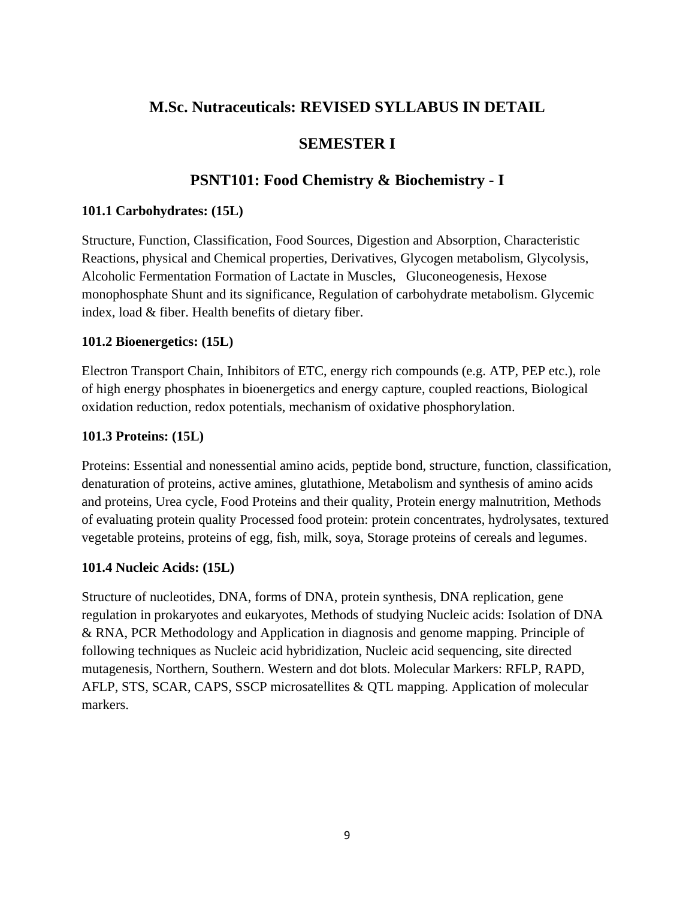# M.Sc. Nutraceuticals: REVISED SYLLABUS IN DETAIL

## SEMESTER I

## PSNT101: Food Chemistry & Biochemistry - I

### 101.1 Carbohydrates: (15L)

Structure, Function, Classification, Food Sources, Digestion and Absorption, Characteristic Reactions, physical and Chemical properties, Derivatives, Glycogen metabolism, Glycolysis, Alcoholic Fermentation Formation of Lactate in Muscles, Gluconeogenesis, Hexose monophosphate Shunt and its significance, Regulation of carbohydrate metabolism. Glycemic index, load & fiber. Health benefits of dietary fiber.

### 101.2 Bioenergetics: (15L)

Electron Transport Chain, Inhibitors of ETC, energy rich compounds (e.g. ATP, PEP etc.), role of high energy phosphates in bioenergetics and energy capture, coupled reactions, Biological oxidation reduction, redox potentials, mechanism of oxidative phosphorylation.

### 101.3 Proteins: (15L)

Proteins: Essential and nonessential amino acids, peptide bond, structure, function, classification, denaturation of proteins, active amines, glutathione, Metabolism and synthesis of amino acids and proteins, Urea cycle, Food Proteins and their quality, Protein energy malnutrition, Methods of evaluating protein quality Processed food protein: protein concentrates, hydrolysates, textured vegetable proteins, proteins of egg, fish, milk, soya, Storage proteins of cereals and legumes.

### 101.4 Nucleic Acids: (15L)

Structure of nucleotides, DNA, forms of DNA, protein synthesis, DNA replication, gene regulation in prokaryotes and eukaryotes, Methods of studying Nucleic acids: Isolation of DNA & RNA, PCR Methodology and Application in diagnosis and genome mapping. Principle of following techniques as Nucleic acid hybridization, Nucleic acid sequencing, site directed mutagenesis, Northern, Southern. Western and dot blots. Molecular Markers: RFLP, RAPD, AFLP, STS, SCAR, CAPS, SSCP microsatellites & QTL mapping. Application of molecular markers.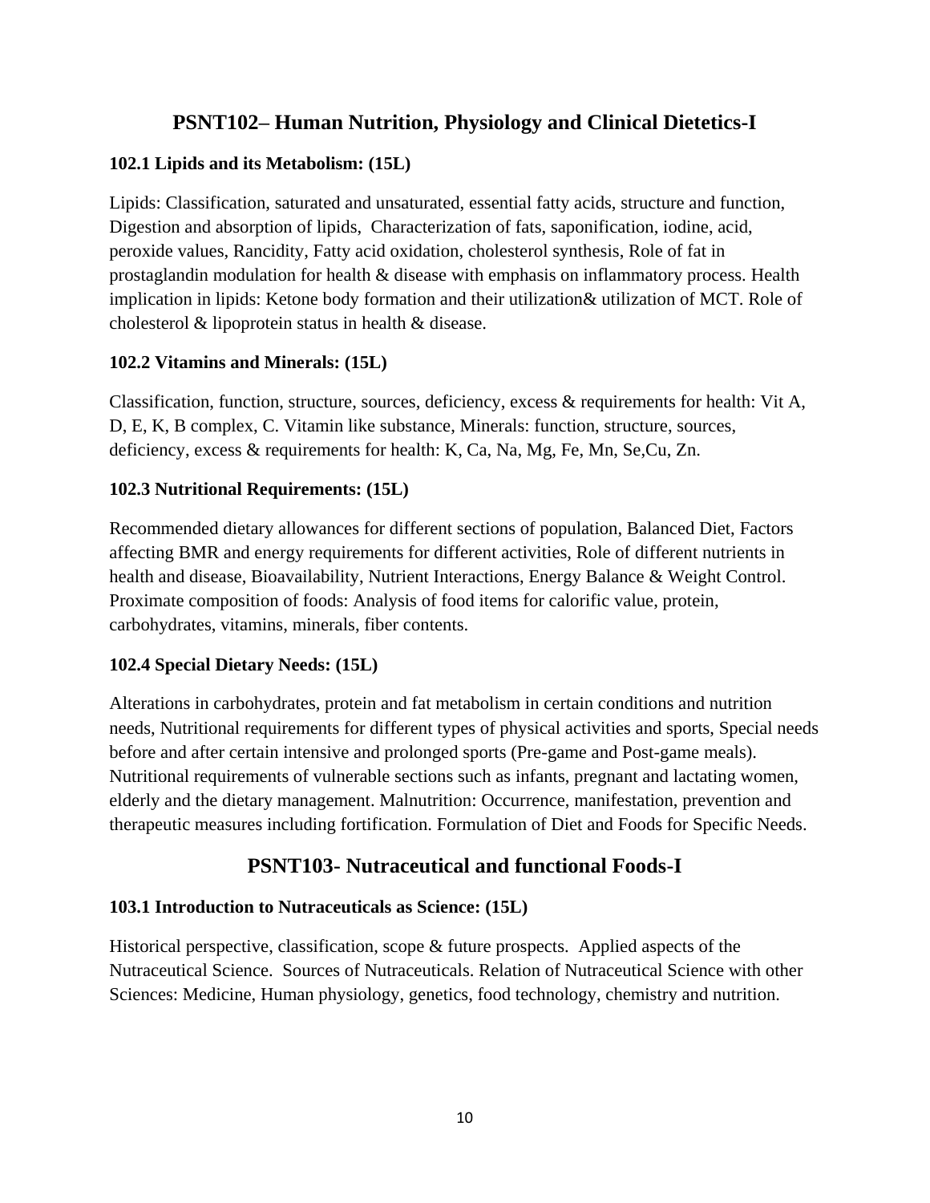## PSNT102– Human Nutrition, Physiology and Clinical Dietetics-I

### 102.1 Lipids and its Metabolism: (15L)

Lipids: Classification, saturated and unsaturated, essential fatty acids, structure and function, Digestion and absorption of lipids, Characterization of fats, saponification, iodine, acid, peroxide values, Rancidity, Fatty acid oxidation, cholesterol synthesis, Role of fat in prostaglandin modulation for health & disease with emphasis on inflammatory process. Health implication in lipids: Ketone body formation and their utilization& utilization of MCT. Role of cholesterol & lipoprotein status in health & disease.

### 102.2 Vitamins and Minerals: (15L)

Classification, function, structure, sources, deficiency, excess & requirements for health: Vit A, D, E, K, B complex, C. Vitamin like substance, Minerals: function, structure, sources, deficiency, excess & requirements for health: K, Ca, Na, Mg, Fe, Mn, Se,Cu, Zn.

### 102.3 Nutritional Requirements: (15L)

Recommended dietary allowances for different sections of population, Balanced Diet, Factors affecting BMR and energy requirements for different activities, Role of different nutrients in health and disease, Bioavailability, Nutrient Interactions, Energy Balance & Weight Control. Proximate composition of foods: Analysis of food items for calorific value, protein, carbohydrates, vitamins, minerals, fiber contents.

### 102.4 Special Dietary Needs: (15L)

Alterations in carbohydrates, protein and fat metabolism in certain conditions and nutrition needs, Nutritional requirements for different types of physical activities and sports, Special needs before and after certain intensive and prolonged sports (Pre-game and Post-game meals). Nutritional requirements of vulnerable sections such as infants, pregnant and lactating women, elderly and the dietary management. Malnutrition: Occurrence, manifestation, prevention and therapeutic measures including fortification. Formulation of Diet and Foods for Specific Needs.

## PSNT103- Nutraceutical and functional Foods-I

### 103.1 Introduction to Nutraceuticals as Science: (15L)

Historical perspective, classification, scope & future prospects. Applied aspects of the Nutraceutical Science. Sources of Nutraceuticals. Relation of Nutraceutical Science with other Sciences: Medicine, Human physiology, genetics, food technology, chemistry and nutrition.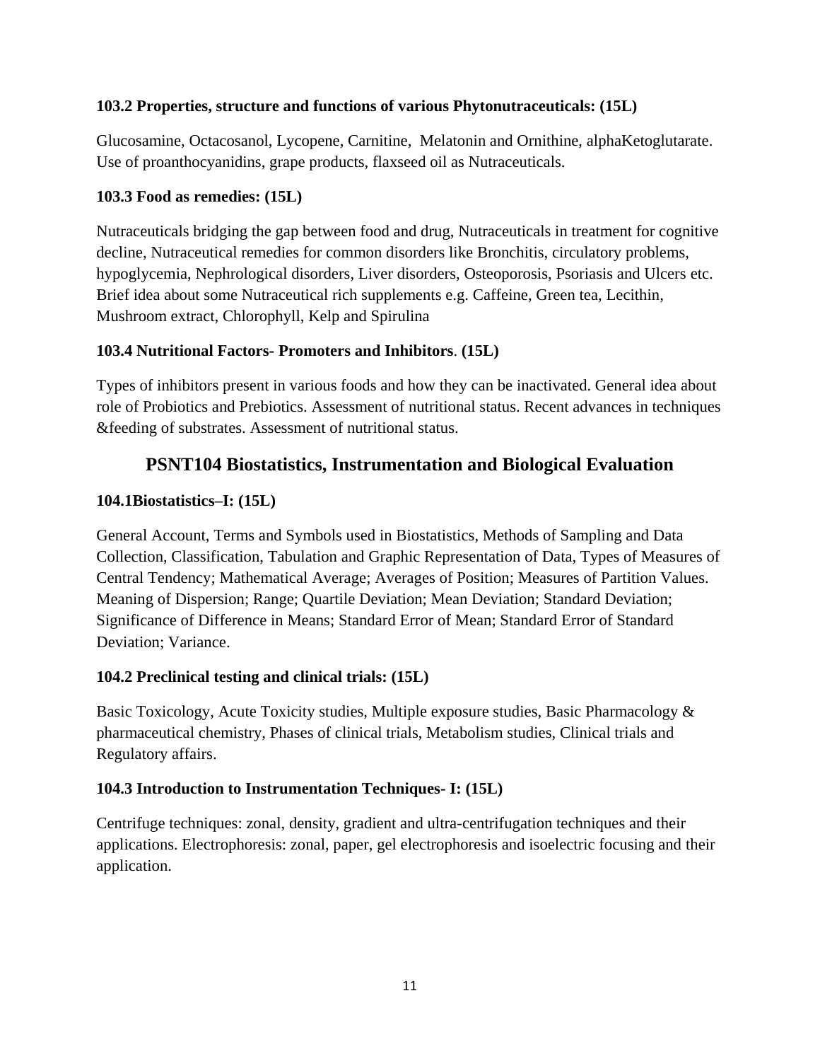**103.2 Properties, structure and functions of various Phytonutraceuticals: (15L)**

Glucosamine, Octacosanol, Lycopene, Carnitine, Melatonin and Ornithine, alphaKetoglutarate. Use of proanthocyanidins, grape products, flaxseed oil as Nutraceuticals.

**103.3 Food as remedies: (15L)**

Nutraceuticals bridging the gap between food and drug, Nutraceuticals in treatment for cognitive decline, Nutraceutical remedies for common disorders like Bronchitis, circulatory problems, hypoglycemia, Nephrological disorders, Liver disorders, Osteoporosis, Psoriasis and Ulcers etc. Brief idea about some Nutraceutical rich supplements e.g. Caffeine, Green tea, Lecithin, Mushroom extract, Chlorophyll, Kelp and Spirulina

**103.4 Nutritional Factors- Promoters and Inhibitors. (15L)**

Types of inhibitors present in various foods and how they can be inactivated. General idea about role of Probiotics and Prebiotics. Assessment of nutritional status. Recent advances in techniques &feeding of substrates. Assessment of nutritional status.

## PSNT104 Biostatistics, Instrumentation and Biological Evaluation

**104.1Biostatistics–I: (15L)**

General Account, Terms and Symbols used in Biostatistics, Methods of Sampling and Data Collection, Classification, Tabulation and Graphic Representation of Data, Types of Measures of Central Tendency; Mathematical Average; Averages of Position; Measures of Partition Values. Meaning of Dispersion; Range; Quartile Deviation; Mean Deviation; Standard Deviation; Significance of Difference in Means; Standard Error of Mean; Standard Error of Standard Deviation; Variance.

**104.2 Preclinical testing and clinical trials: (15L)**

Basic Toxicology, Acute Toxicity studies, Multiple exposure studies, Basic Pharmacology & pharmaceutical chemistry, Phases of clinical trials, Metabolism studies, Clinical trials and Regulatory affairs.

**104.3 Introduction to Instrumentation Techniques- I: (15L)**

Centrifuge techniques: zonal, density, gradient and ultra-centrifugation techniques and their applications. Electrophoresis: zonal, paper, gel electrophoresis and isoelectric focusing and their application.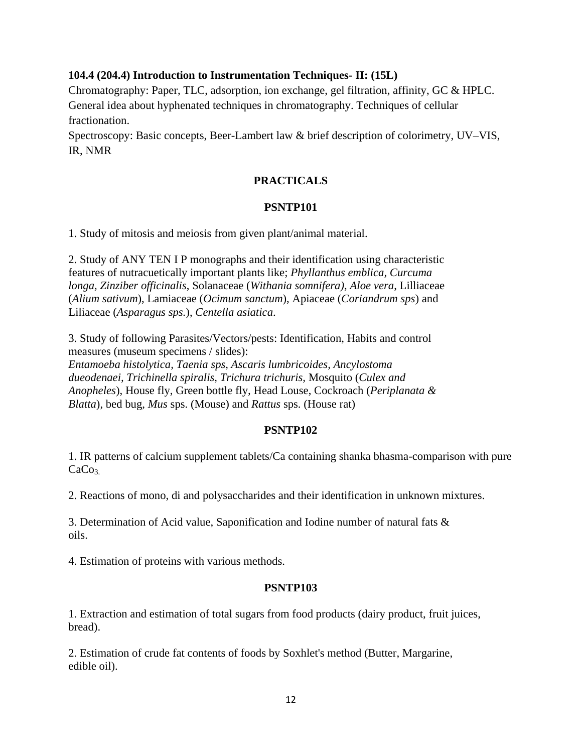**104.4 (204.4) Introduction to Instrumentation Techniques- II: (15L)**

Chromatography: Paper, TLC, adsorption, ion exchange, gel filtration, affinity, GC & HPLC. General idea about hyphenated techniques in chromatography. Techniques of cellular fractionation.

Spectroscopy: Basic concepts, Beer-Lambert law & brief description of colorimetry, UV–VIS, IR, NMR

## PRACTICALS

### PSNTP101

1. Study of mitosis and meiosis from given plant/animal material.

2. Study of ANY TEN I P monographs and their identification using characteristic features of nutracuetically important plants like; *Phyllanthus emblica*, *Curcuma longa, Zinziber officinalis*, Solanaceae (*Withania somnifera)*, *Aloe vera*, Lilliaceae (*Alium sativum*), Lamiaceae (*Ocimum sanctum*), Apiaceae (*Coriandrum sps*) and Liliaceae (*Asparagus sps*.), *Centella asiatica*.

3. Study of following Parasites/Vectors/pests: Identification, Habits and control measures (museum specimens / slides): *Entamoeba histolytica, Taenia sps, Ascaris lumbricoides, Ancylostoma dueodenaei, Trichinella spiralis, Trichura trichuris,* Mosquito (*Culex and Anopheles*), House fly, Green bottle fly, Head Louse, Cockroach (*Periplanata & Blatta*), bed bug, *Mus* sps. (Mouse) and *Rattus* sps. (House rat)

### PSNTP102

1. IR patterns of calcium supplement tablets/Ca containing shanka bhasma-comparison with pure $CaCo_{3.}$

2. Reactions of mono, di and polysaccharides and their identification in unknown mixtures.

3. Determination of Acid value, Saponification and Iodine number of natural fats & oils.

4. Estimation of proteins with various methods.

### PSNTP103

1. Extraction and estimation of total sugars from food products (dairy product, fruit juices, bread).

2. Estimation of crude fat contents of foods by Soxhlet's method (Butter, Margarine, edible oil).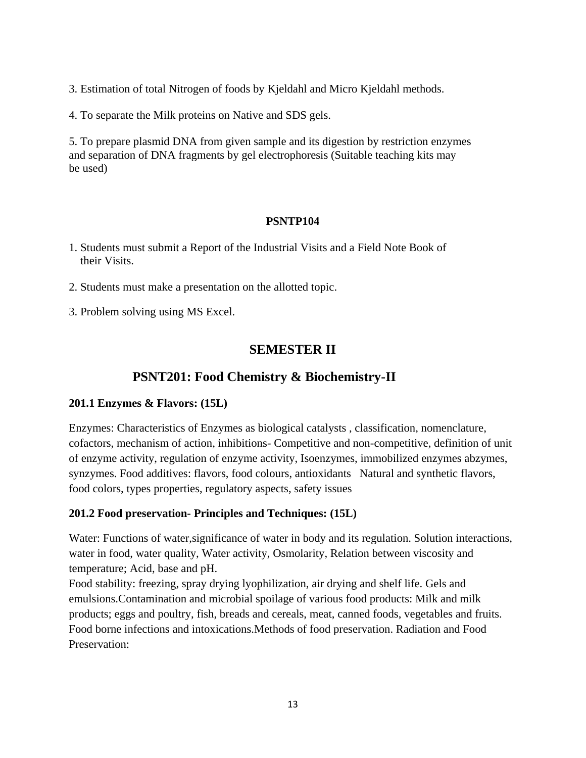3. Estimation of total Nitrogen of foods by Kjeldahl and Micro Kjeldahl methods.

4. To separate the Milk proteins on Native and SDS gels.

5. To prepare plasmid DNA from given sample and its digestion by restriction enzymes and separation of DNA fragments by gel electrophoresis (Suitable teaching kits may be used)

**PSNTP104**

1. Students must submit a Report of the Industrial Visits and a Field Note Book of their Visits.
2. Students must make a presentation on the allotted topic.
3. Problem solving using MS Excel.

## SEMESTER II

## PSNT201: Food Chemistry & Biochemistry-II

**201.1 Enzymes & Flavors: (15L)**

Enzymes: Characteristics of Enzymes as biological catalysts , classification, nomenclature, cofactors, mechanism of action, inhibitions- Competitive and non-competitive, definition of unit of enzyme activity, regulation of enzyme activity, Isoenzymes, immobilized enzymes abzymes, synzymes. Food additives: flavors, food colours, antioxidants Natural and synthetic flavors, food colors, types properties, regulatory aspects, safety issues

**201.2 Food preservation- Principles and Techniques: (15L)**

Water: Functions of water,significance of water in body and its regulation. Solution interactions, water in food, water quality, Water activity, Osmolarity, Relation between viscosity and temperature; Acid, base and pH.
Food stability: freezing, spray drying lyophilization, air drying and shelf life. Gels and emulsions.Contamination and microbial spoilage of various food products: Milk and milk products; eggs and poultry, fish, breads and cereals, meat, canned foods, vegetables and fruits. Food borne infections and intoxications.Methods of food preservation. Radiation and Food Preservation: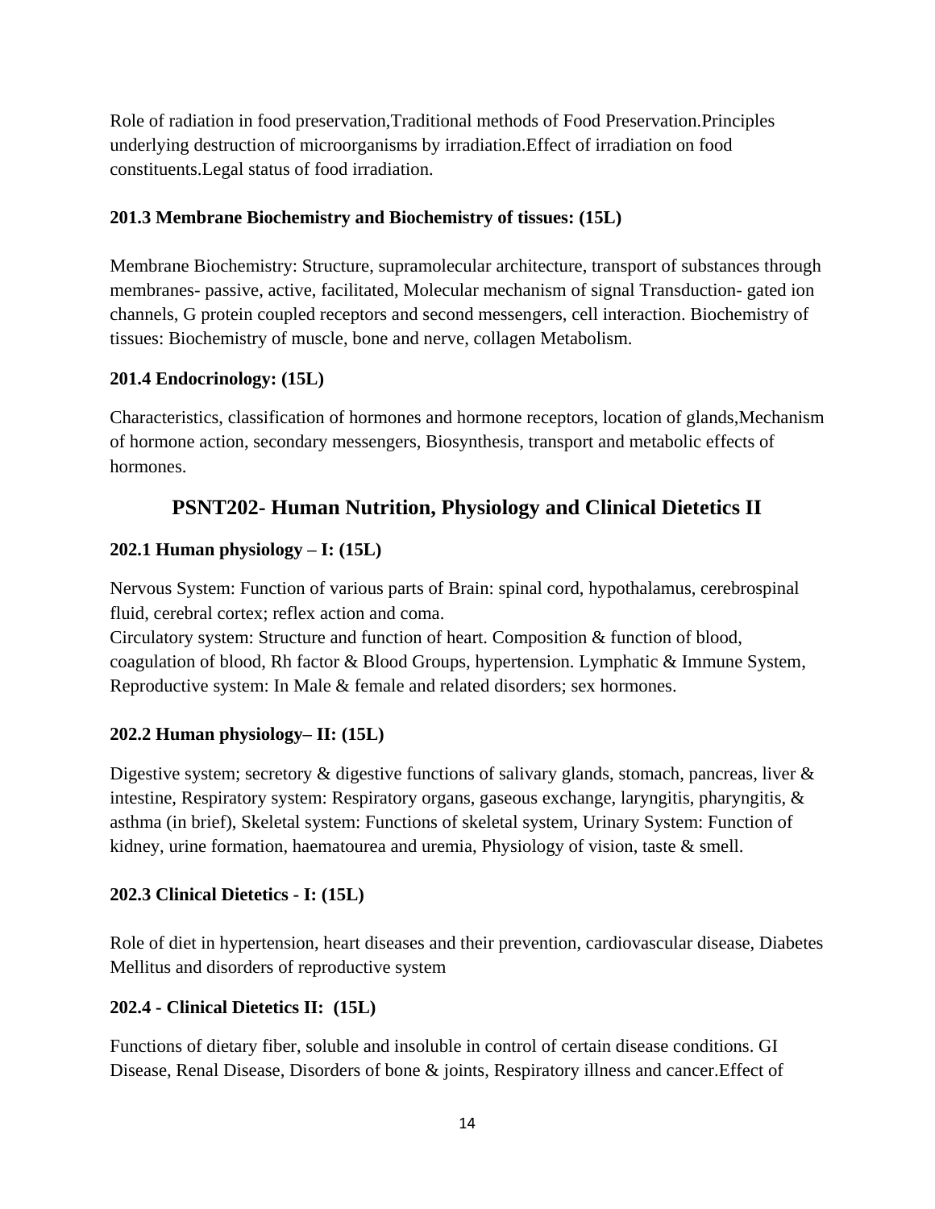Role of radiation in food preservation,Traditional methods of Food Preservation.Principles underlying destruction of microorganisms by irradiation.Effect of irradiation on food constituents.Legal status of food irradiation.

### 201.3 Membrane Biochemistry and Biochemistry of tissues: (15L)

Membrane Biochemistry: Structure, supramolecular architecture, transport of substances through membranes- passive, active, facilitated, Molecular mechanism of signal Transduction- gated ion channels, G protein coupled receptors and second messengers, cell interaction. Biochemistry of tissues: Biochemistry of muscle, bone and nerve, collagen Metabolism.

### 201.4 Endocrinology: (15L)

Characteristics, classification of hormones and hormone receptors, location of glands,Mechanism of hormone action, secondary messengers, Biosynthesis, transport and metabolic effects of hormones.

## PSNT202- Human Nutrition, Physiology and Clinical Dietetics II

### 202.1 Human physiology – I: (15L)

Nervous System: Function of various parts of Brain: spinal cord, hypothalamus, cerebrospinal fluid, cerebral cortex; reflex action and coma.
Circulatory system: Structure and function of heart. Composition & function of blood, coagulation of blood, Rh factor & Blood Groups, hypertension. Lymphatic & Immune System, Reproductive system: In Male & female and related disorders; sex hormones.

### 202.2 Human physiology– II: (15L)

Digestive system; secretory & digestive functions of salivary glands, stomach, pancreas, liver & intestine, Respiratory system: Respiratory organs, gaseous exchange, laryngitis, pharyngitis, & asthma (in brief), Skeletal system: Functions of skeletal system, Urinary System: Function of kidney, urine formation, haematourea and uremia, Physiology of vision, taste & smell.

### 202.3 Clinical Dietetics - I: (15L)

Role of diet in hypertension, heart diseases and their prevention, cardiovascular disease, Diabetes Mellitus and disorders of reproductive system

### 202.4 - Clinical Dietetics II: (15L)

Functions of dietary fiber, soluble and insoluble in control of certain disease conditions. GI Disease, Renal Disease, Disorders of bone & joints, Respiratory illness and cancer.Effect of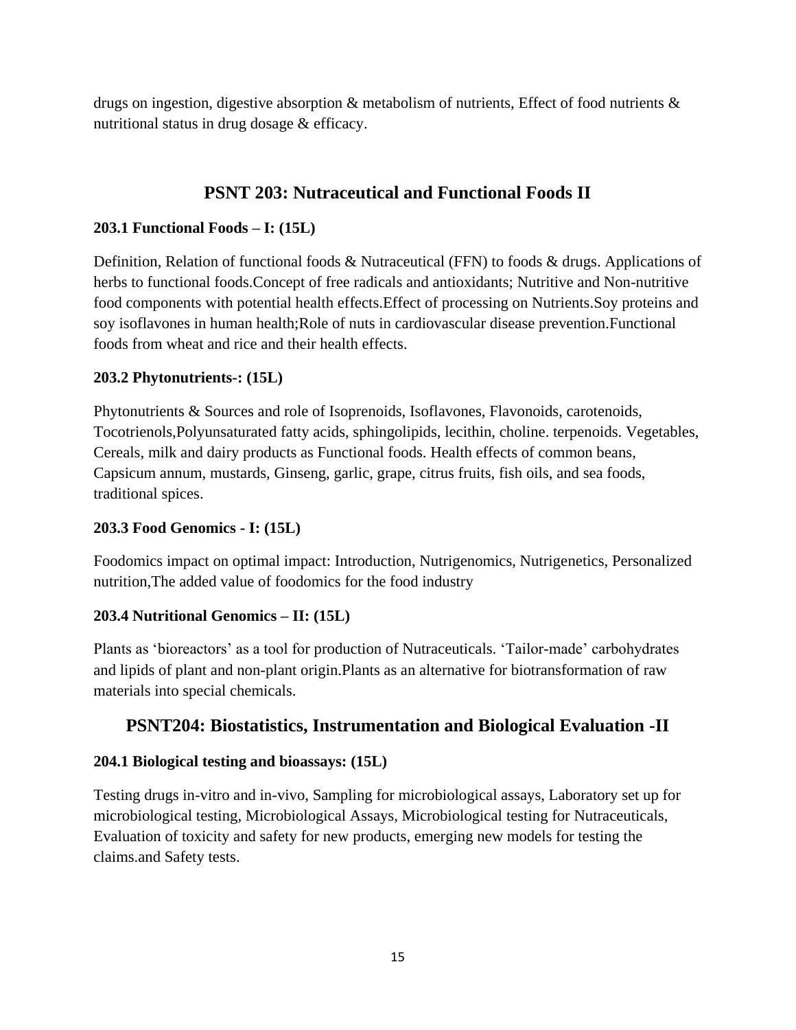drugs on ingestion, digestive absorption & metabolism of nutrients, Effect of food nutrients & nutritional status in drug dosage & efficacy.

## PSNT 203: Nutraceutical and Functional Foods II

### 203.1 Functional Foods – I: (15L)

Definition, Relation of functional foods & Nutraceutical (FFN) to foods & drugs. Applications of herbs to functional foods.Concept of free radicals and antioxidants; Nutritive and Non-nutritive food components with potential health effects.Effect of processing on Nutrients.Soy proteins and soy isoflavones in human health;Role of nuts in cardiovascular disease prevention.Functional foods from wheat and rice and their health effects.

### 203.2 Phytonutrients-: (15L)

Phytonutrients & Sources and role of Isoprenoids, Isoflavones, Flavonoids, carotenoids, Tocotrienols,Polyunsaturated fatty acids, sphingolipids, lecithin, choline. terpenoids. Vegetables, Cereals, milk and dairy products as Functional foods. Health effects of common beans, Capsicum annum, mustards, Ginseng, garlic, grape, citrus fruits, fish oils, and sea foods, traditional spices.

### 203.3 Food Genomics - I: (15L)

Foodomics impact on optimal impact: Introduction, Nutrigenomics, Nutrigenetics, Personalized nutrition,The added value of foodomics for the food industry

### 203.4 Nutritional Genomics – II: (15L)

Plants as 'bioreactors' as a tool for production of Nutraceuticals. 'Tailor-made' carbohydrates and lipids of plant and non-plant origin.Plants as an alternative for biotransformation of raw materials into special chemicals.

## PSNT204: Biostatistics, Instrumentation and Biological Evaluation -II

### 204.1 Biological testing and bioassays: (15L)

Testing drugs in-vitro and in-vivo, Sampling for microbiological assays, Laboratory set up for microbiological testing, Microbiological Assays, Microbiological testing for Nutraceuticals, Evaluation of toxicity and safety for new products, emerging new models for testing the claims.and Safety tests.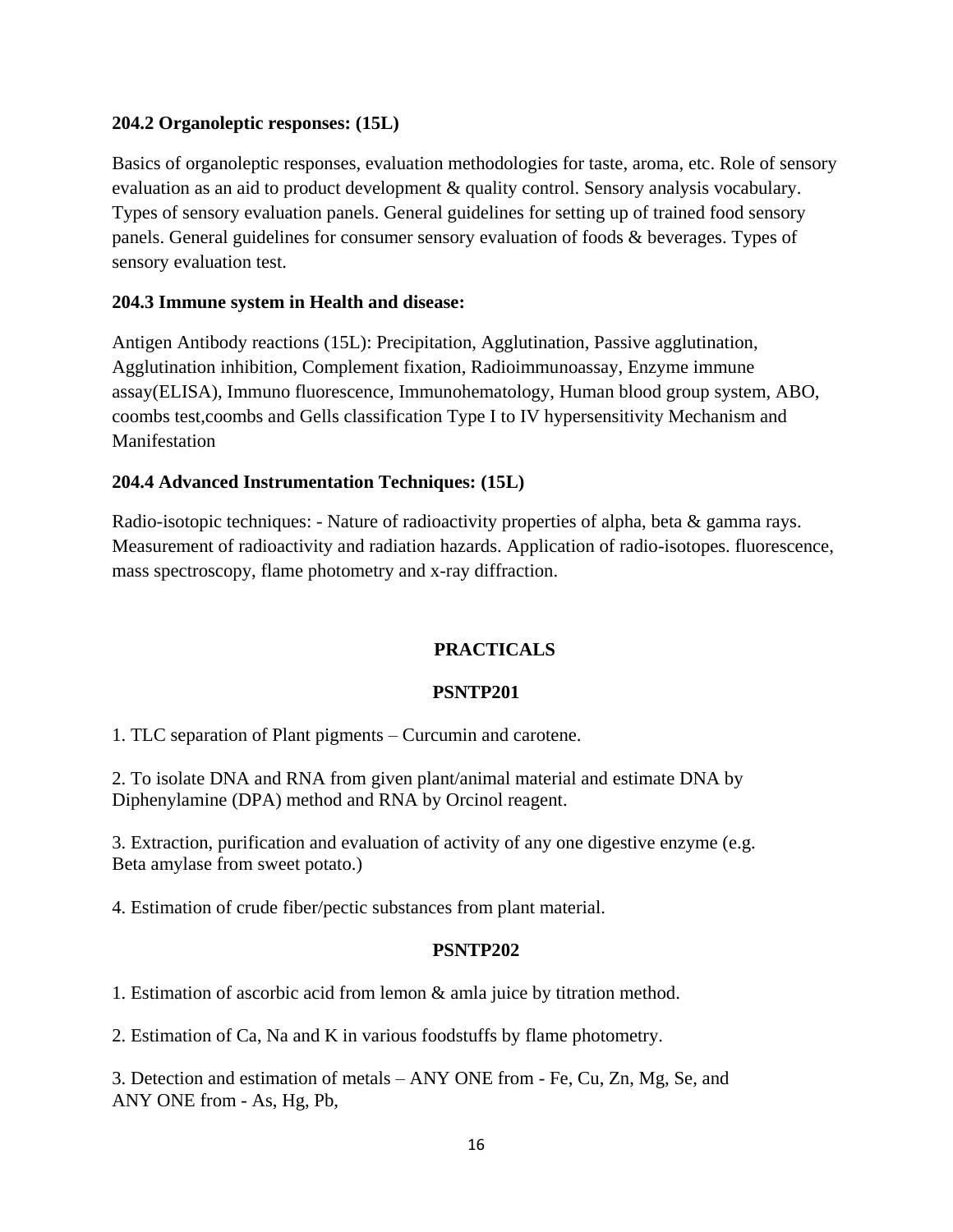**204.2 Organoleptic responses: (15L)**

Basics of organoleptic responses, evaluation methodologies for taste, aroma, etc. Role of sensory evaluation as an aid to product development & quality control. Sensory analysis vocabulary. Types of sensory evaluation panels. General guidelines for setting up of trained food sensory panels. General guidelines for consumer sensory evaluation of foods & beverages. Types of sensory evaluation test.

**204.3 Immune system in Health and disease:**

Antigen Antibody reactions (15L): Precipitation, Agglutination, Passive agglutination, Agglutination inhibition, Complement fixation, Radioimmunoassay, Enzyme immune assay(ELISA), Immuno fluorescence, Immunohematology, Human blood group system, ABO, coombs test,coombs and Gells classification Type I to IV hypersensitivity Mechanism and Manifestation

**204.4 Advanced Instrumentation Techniques: (15L)**

Radio-isotopic techniques: - Nature of radioactivity properties of alpha, beta & gamma rays. Measurement of radioactivity and radiation hazards. Application of radio-isotopes. fluorescence, mass spectroscopy, flame photometry and x-ray diffraction.

## PRACTICALS

### PSNTP201

1. TLC separation of Plant pigments – Curcumin and carotene.

2. To isolate DNA and RNA from given plant/animal material and estimate DNA by Diphenylamine (DPA) method and RNA by Orcinol reagent.

3. Extraction, purification and evaluation of activity of any one digestive enzyme (e.g. Beta amylase from sweet potato.)

4. Estimation of crude fiber/pectic substances from plant material.

### PSNTP202

1. Estimation of ascorbic acid from lemon & amla juice by titration method.

2. Estimation of Ca, Na and K in various foodstuffs by flame photometry.

3. Detection and estimation of metals – ANY ONE from - Fe, Cu, Zn, Mg, Se, and ANY ONE from - As, Hg, Pb,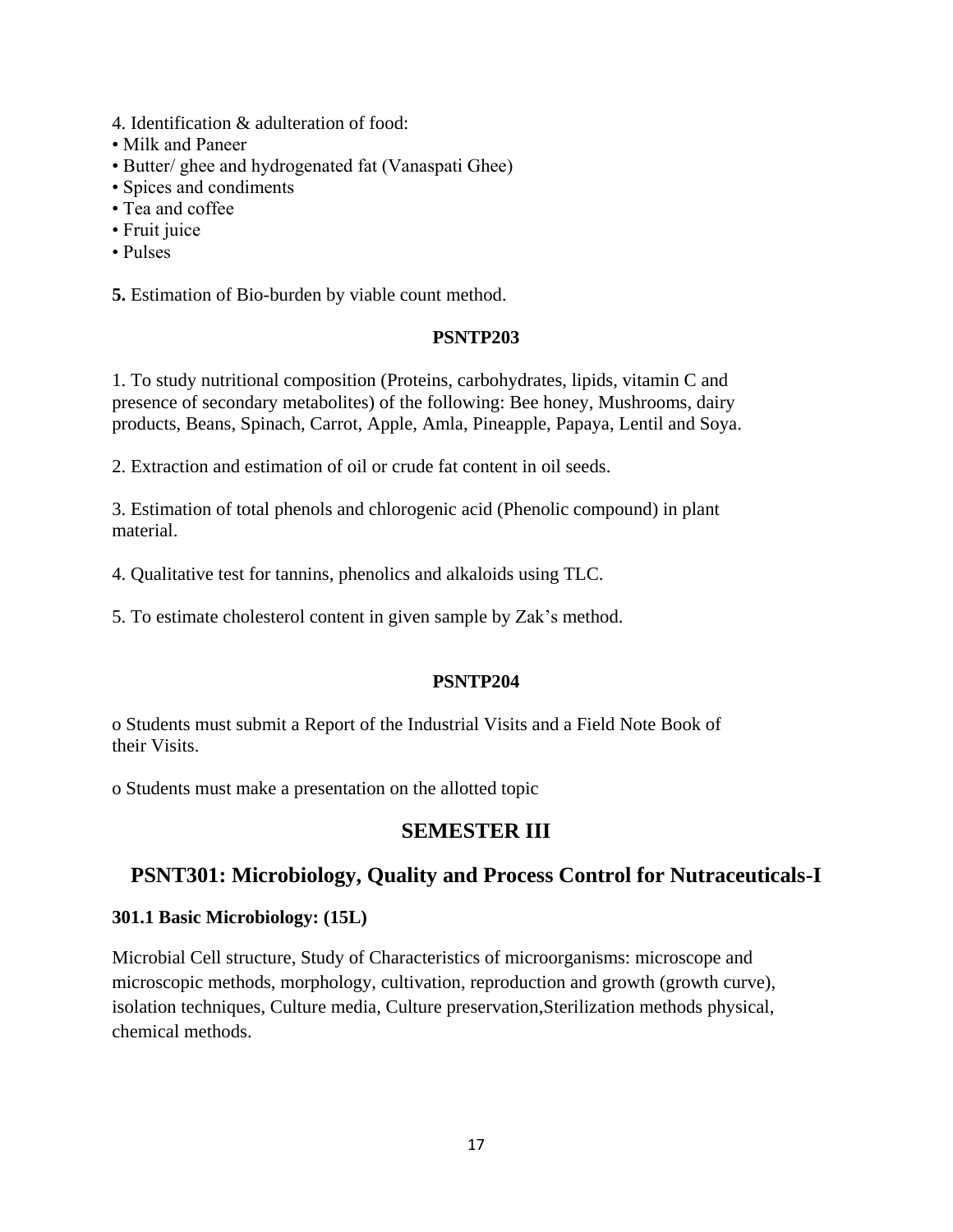4. Identification & adulteration of food:

- Milk and Paneer
- Butter/ ghee and hydrogenated fat (Vanaspati Ghee)
- Spices and condiments
- Tea and coffee
- Fruit juice
- Pulses

**5.** Estimation of Bio-burden by viable count method.

**PSNTP203**

1. To study nutritional composition (Proteins, carbohydrates, lipids, vitamin C and presence of secondary metabolites) of the following: Bee honey, Mushrooms, dairy products, Beans, Spinach, Carrot, Apple, Amla, Pineapple, Papaya, Lentil and Soya.

2. Extraction and estimation of oil or crude fat content in oil seeds.

3. Estimation of total phenols and chlorogenic acid (Phenolic compound) in plant material.

4. Qualitative test for tannins, phenolics and alkaloids using TLC.

5. To estimate cholesterol content in given sample by Zak's method.

**PSNTP204**

o Students must submit a Report of the Industrial Visits and a Field Note Book of their Visits.

o Students must make a presentation on the allotted topic

## SEMESTER III

## PSNT301: Microbiology, Quality and Process Control for Nutraceuticals-I

### 301.1 Basic Microbiology: (15L)

Microbial Cell structure, Study of Characteristics of microorganisms: microscope and microscopic methods, morphology, cultivation, reproduction and growth (growth curve), isolation techniques, Culture media, Culture preservation,Sterilization methods physical, chemical methods.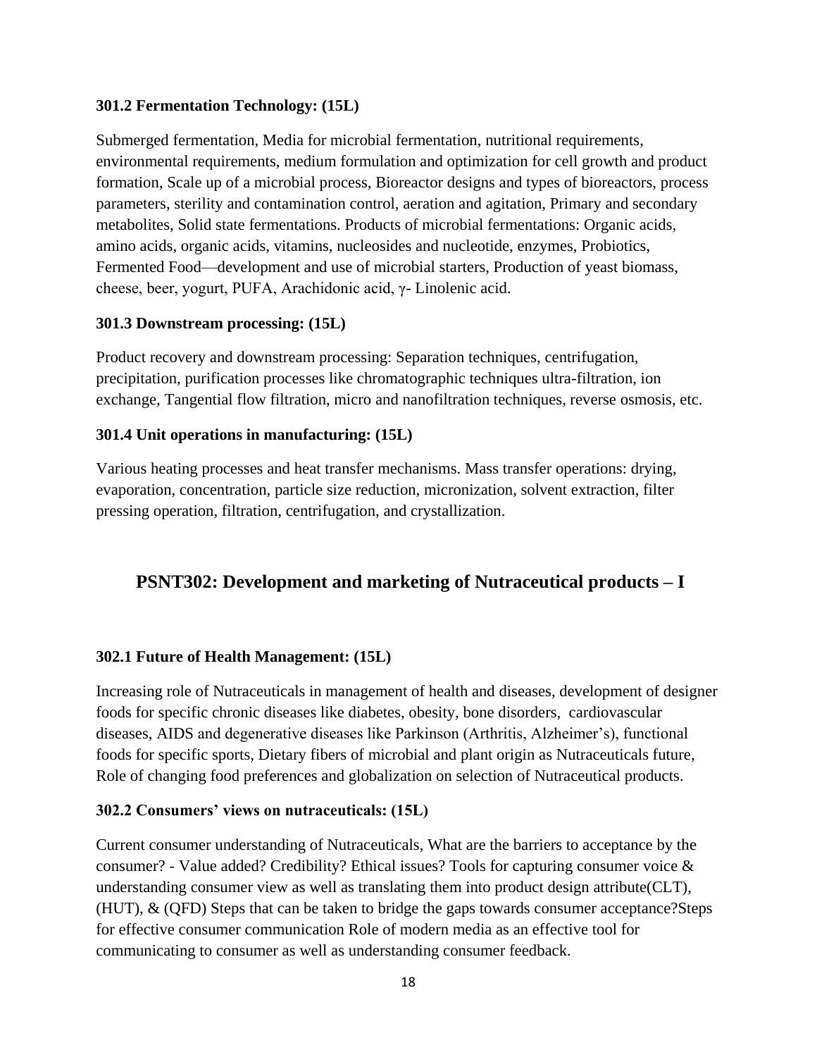### 301.2 Fermentation Technology: (15L)

Submerged fermentation, Media for microbial fermentation, nutritional requirements, environmental requirements, medium formulation and optimization for cell growth and product formation, Scale up of a microbial process, Bioreactor designs and types of bioreactors, process parameters, sterility and contamination control, aeration and agitation, Primary and secondary metabolites, Solid state fermentations. Products of microbial fermentations: Organic acids, amino acids, organic acids, vitamins, nucleosides and nucleotide, enzymes, Probiotics, Fermented Food—development and use of microbial starters, Production of yeast biomass, cheese, beer, yogurt, PUFA, Arachidonic acid, $\gamma$- Linolenic acid.

### 301.3 Downstream processing: (15L)

Product recovery and downstream processing: Separation techniques, centrifugation, precipitation, purification processes like chromatographic techniques ultra-filtration, ion exchange, Tangential flow filtration, micro and nanofiltration techniques, reverse osmosis, etc.

### 301.4 Unit operations in manufacturing: (15L)

Various heating processes and heat transfer mechanisms. Mass transfer operations: drying, evaporation, concentration, particle size reduction, micronization, solvent extraction, filter pressing operation, filtration, centrifugation, and crystallization.

## PSNT302: Development and marketing of Nutraceutical products – I

### 302.1 Future of Health Management: (15L)

Increasing role of Nutraceuticals in management of health and diseases, development of designer foods for specific chronic diseases like diabetes, obesity, bone disorders, cardiovascular diseases, AIDS and degenerative diseases like Parkinson (Arthritis, Alzheimer's), functional foods for specific sports, Dietary fibers of microbial and plant origin as Nutraceuticals future, Role of changing food preferences and globalization on selection of Nutraceutical products.

### 302.2 Consumers' views on nutraceuticals: (15L)

Current consumer understanding of Nutraceuticals, What are the barriers to acceptance by the consumer? - Value added? Credibility? Ethical issues? Tools for capturing consumer voice & understanding consumer view as well as translating them into product design attribute(CLT), (HUT), & (QFD) Steps that can be taken to bridge the gaps towards consumer acceptance?Steps for effective consumer communication Role of modern media as an effective tool for communicating to consumer as well as understanding consumer feedback.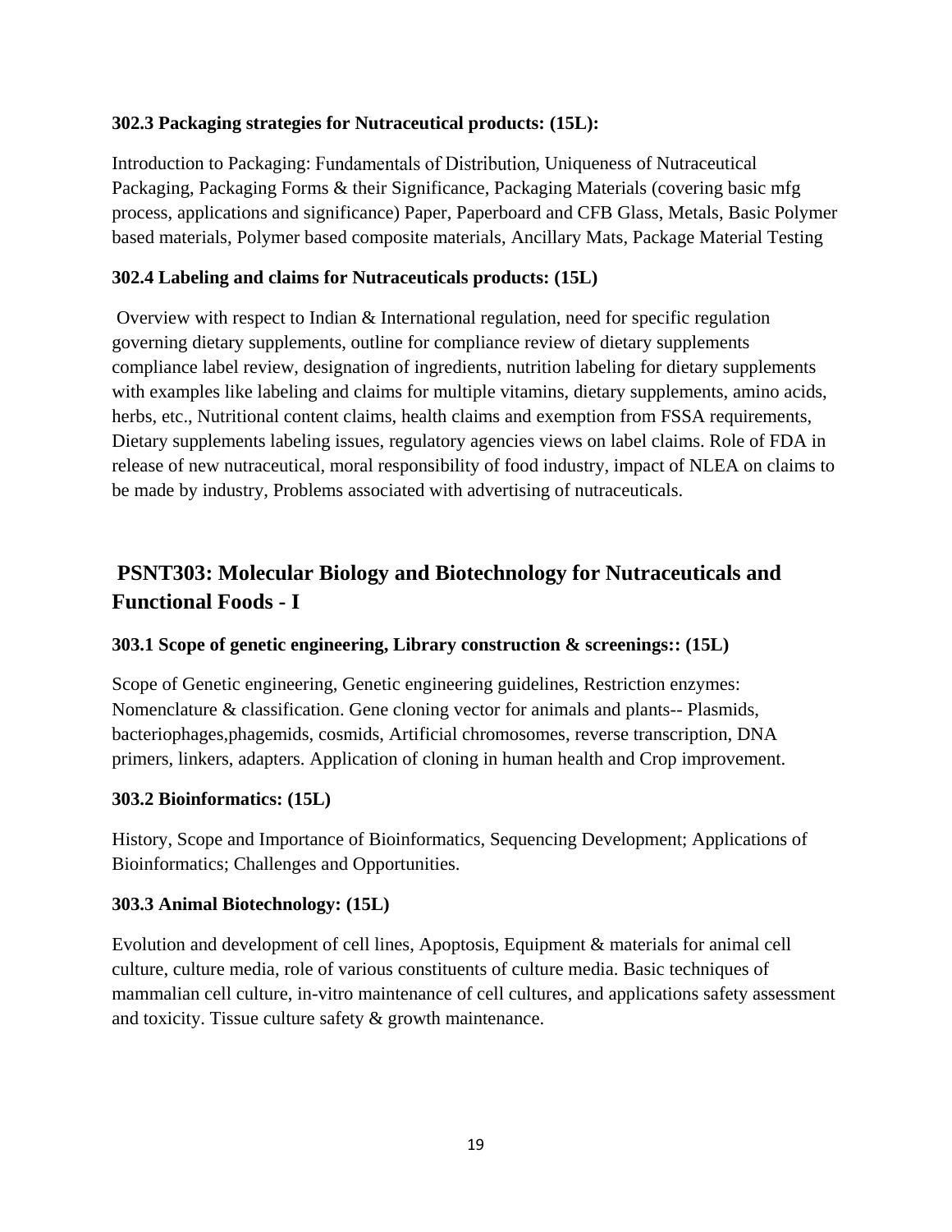**302.3 Packaging strategies for Nutraceutical products: (15L):**

Introduction to Packaging: Fundamentals of Distribution, Uniqueness of Nutraceutical Packaging, Packaging Forms & their Significance, Packaging Materials (covering basic mfg process, applications and significance) Paper, Paperboard and CFB Glass, Metals, Basic Polymer based materials, Polymer based composite materials, Ancillary Mats, Package Material Testing

**302.4 Labeling and claims for Nutraceuticals products: (15L)**

Overview with respect to Indian & International regulation, need for specific regulation governing dietary supplements, outline for compliance review of dietary supplements compliance label review, designation of ingredients, nutrition labeling for dietary supplements with examples like labeling and claims for multiple vitamins, dietary supplements, amino acids, herbs, etc., Nutritional content claims, health claims and exemption from FSSA requirements, Dietary supplements labeling issues, regulatory agencies views on label claims. Role of FDA in release of new nutraceutical, moral responsibility of food industry, impact of NLEA on claims to be made by industry, Problems associated with advertising of nutraceuticals.

## PSNT303: Molecular Biology and Biotechnology for Nutraceuticals and Functional Foods - I

**303.1 Scope of genetic engineering, Library construction & screenings:: (15L)**

Scope of Genetic engineering, Genetic engineering guidelines, Restriction enzymes: Nomenclature & classification. Gene cloning vector for animals and plants-- Plasmids, bacteriophages,phagemids, cosmids, Artificial chromosomes, reverse transcription, DNA primers, linkers, adapters. Application of cloning in human health and Crop improvement.

**303.2 Bioinformatics: (15L)**

History, Scope and Importance of Bioinformatics, Sequencing Development; Applications of Bioinformatics; Challenges and Opportunities.

**303.3 Animal Biotechnology: (15L)**

Evolution and development of cell lines, Apoptosis, Equipment & materials for animal cell culture, culture media, role of various constituents of culture media. Basic techniques of mammalian cell culture, in-vitro maintenance of cell cultures, and applications safety assessment and toxicity. Tissue culture safety & growth maintenance.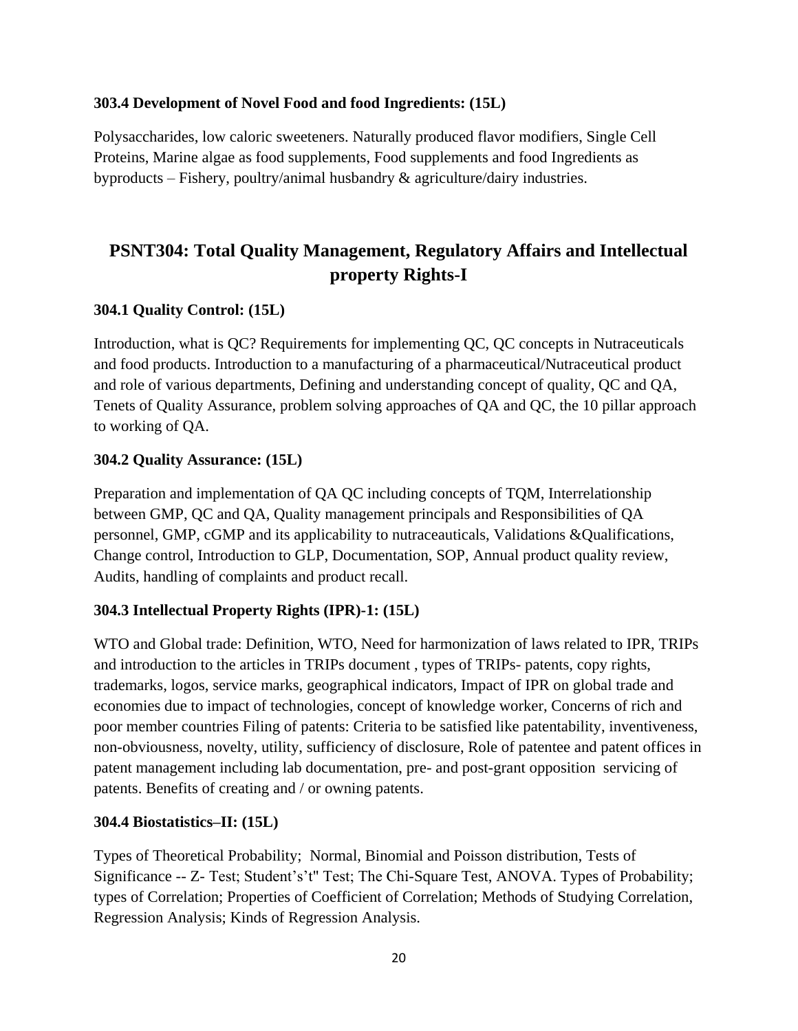### 303.4 Development of Novel Food and food Ingredients: (15L)

Polysaccharides, low caloric sweeteners. Naturally produced flavor modifiers, Single Cell Proteins, Marine algae as food supplements, Food supplements and food Ingredients as byproducts – Fishery, poultry/animal husbandry & agriculture/dairy industries.

## PSNT304: Total Quality Management, Regulatory Affairs and Intellectual property Rights-I

### 304.1 Quality Control: (15L)

Introduction, what is QC? Requirements for implementing QC, QC concepts in Nutraceuticals and food products. Introduction to a manufacturing of a pharmaceutical/Nutraceutical product and role of various departments, Defining and understanding concept of quality, QC and QA, Tenets of Quality Assurance, problem solving approaches of QA and QC, the 10 pillar approach to working of QA.

### 304.2 Quality Assurance: (15L)

Preparation and implementation of QA QC including concepts of TQM, Interrelationship between GMP, QC and QA, Quality management principals and Responsibilities of QA personnel, GMP, cGMP and its applicability to nutraceauticals, Validations &Qualifications, Change control, Introduction to GLP, Documentation, SOP, Annual product quality review, Audits, handling of complaints and product recall.

### 304.3 Intellectual Property Rights (IPR)-1: (15L)

WTO and Global trade: Definition, WTO, Need for harmonization of laws related to IPR, TRIPs and introduction to the articles in TRIPs document , types of TRIPs- patents, copy rights, trademarks, logos, service marks, geographical indicators, Impact of IPR on global trade and economies due to impact of technologies, concept of knowledge worker, Concerns of rich and poor member countries Filing of patents: Criteria to be satisfied like patentability, inventiveness, non-obviousness, novelty, utility, sufficiency of disclosure, Role of patentee and patent offices in patent management including lab documentation, pre- and post-grant opposition servicing of patents. Benefits of creating and / or owning patents.

### 304.4 Biostatistics–II: (15L)

Types of Theoretical Probability; Normal, Binomial and Poisson distribution, Tests of Significance -- Z- Test; Student's't" Test; The Chi-Square Test, ANOVA. Types of Probability; types of Correlation; Properties of Coefficient of Correlation; Methods of Studying Correlation, Regression Analysis; Kinds of Regression Analysis.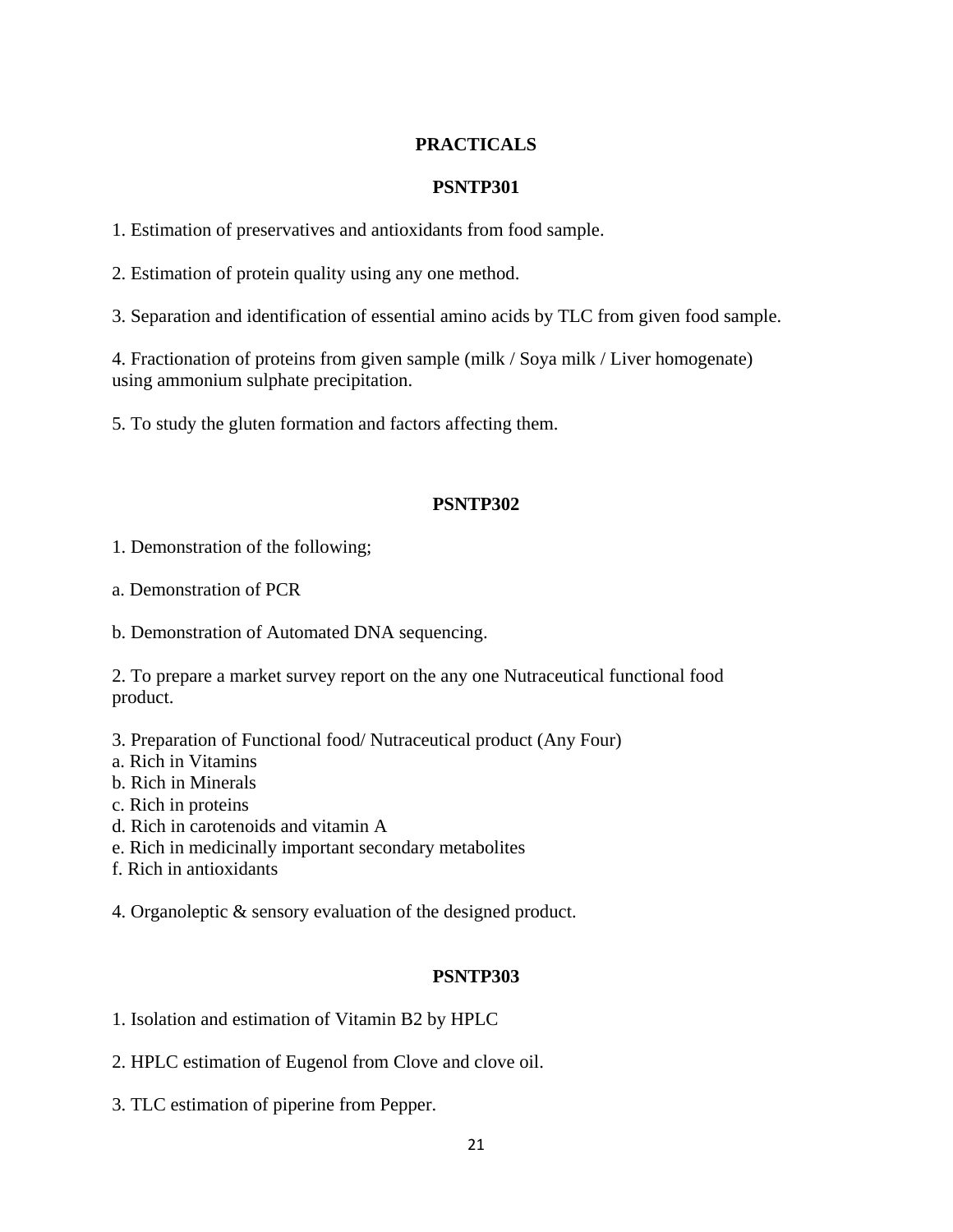## PRACTICALS

### PSNTP301

1. Estimation of preservatives and antioxidants from food sample.

2. Estimation of protein quality using any one method.

3. Separation and identification of essential amino acids by TLC from given food sample.

4. Fractionation of proteins from given sample (milk / Soya milk / Liver homogenate) using ammonium sulphate precipitation.

5. To study the gluten formation and factors affecting them.

### PSNTP302

1. Demonstration of the following;

a. Demonstration of PCR

b. Demonstration of Automated DNA sequencing.

2. To prepare a market survey report on the any one Nutraceutical functional food product.

3. Preparation of Functional food/ Nutraceutical product (Any Four)
a. Rich in Vitamins
b. Rich in Minerals
c. Rich in proteins
d. Rich in carotenoids and vitamin A
e. Rich in medicinally important secondary metabolites
f. Rich in antioxidants

4. Organoleptic & sensory evaluation of the designed product.

### PSNTP303

1. Isolation and estimation of Vitamin B2 by HPLC

2. HPLC estimation of Eugenol from Clove and clove oil.

3. TLC estimation of piperine from Pepper.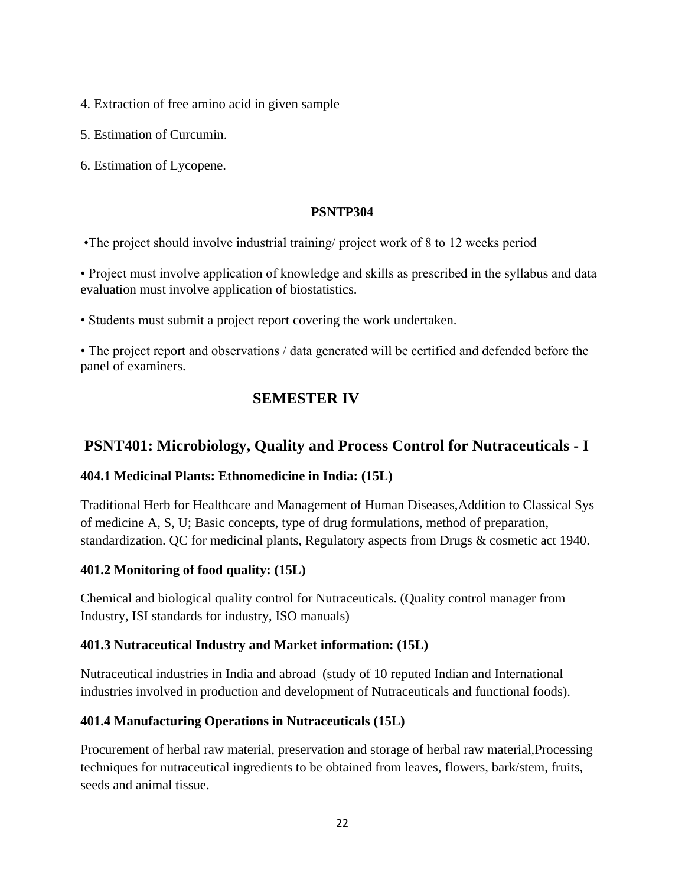4. Extraction of free amino acid in given sample

5. Estimation of Curcumin.

6. Estimation of Lycopene.

**PSNTP304**

•The project should involve industrial training/ project work of 8 to 12 weeks period

• Project must involve application of knowledge and skills as prescribed in the syllabus and data evaluation must involve application of biostatistics.

• Students must submit a project report covering the work undertaken.

• The project report and observations / data generated will be certified and defended before the panel of examiners.

# SEMESTER IV

## PSNT401: Microbiology, Quality and Process Control for Nutraceuticals - I

**404.1 Medicinal Plants: Ethnomedicine in India: (15L)**

Traditional Herb for Healthcare and Management of Human Diseases,Addition to Classical Sys of medicine A, S, U; Basic concepts, type of drug formulations, method of preparation, standardization. QC for medicinal plants, Regulatory aspects from Drugs & cosmetic act 1940.

**401.2 Monitoring of food quality: (15L)**

Chemical and biological quality control for Nutraceuticals. (Quality control manager from Industry, ISI standards for industry, ISO manuals)

**401.3 Nutraceutical Industry and Market information: (15L)**

Nutraceutical industries in India and abroad (study of 10 reputed Indian and International industries involved in production and development of Nutraceuticals and functional foods).

**401.4 Manufacturing Operations in Nutraceuticals (15L)**

Procurement of herbal raw material, preservation and storage of herbal raw material,Processing techniques for nutraceutical ingredients to be obtained from leaves, flowers, bark/stem, fruits, seeds and animal tissue.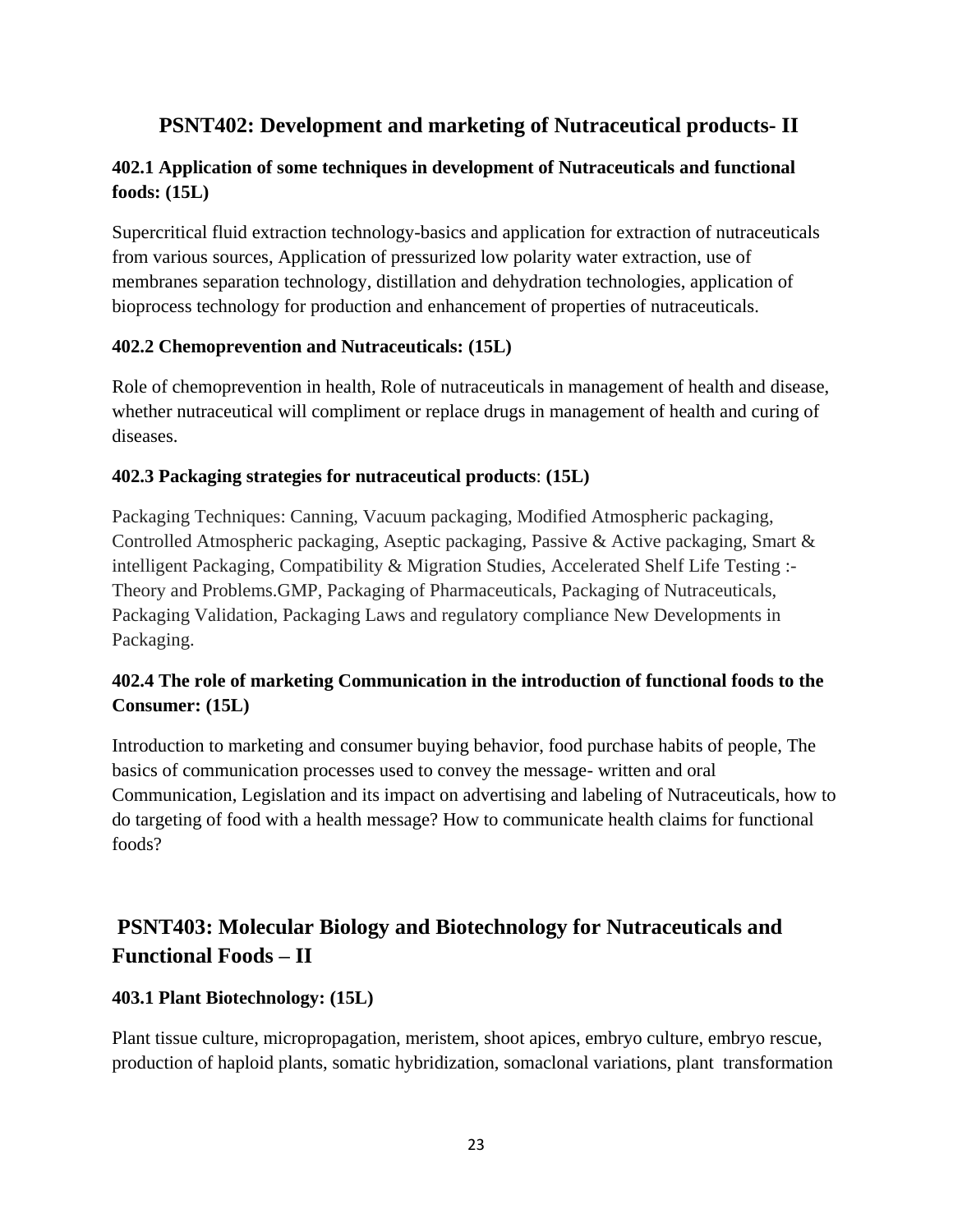## PSNT402: Development and marketing of Nutraceutical products- II

### 402.1 Application of some techniques in development of Nutraceuticals and functional foods: (15L)

Supercritical fluid extraction technology-basics and application for extraction of nutraceuticals from various sources, Application of pressurized low polarity water extraction, use of membranes separation technology, distillation and dehydration technologies, application of bioprocess technology for production and enhancement of properties of nutraceuticals.

### 402.2 Chemoprevention and Nutraceuticals: (15L)

Role of chemoprevention in health, Role of nutraceuticals in management of health and disease, whether nutraceutical will compliment or replace drugs in management of health and curing of diseases.

### 402.3 Packaging strategies for nutraceutical products: (15L)

Packaging Techniques: Canning, Vacuum packaging, Modified Atmospheric packaging, Controlled Atmospheric packaging, Aseptic packaging, Passive & Active packaging, Smart & intelligent Packaging, Compatibility & Migration Studies, Accelerated Shelf Life Testing :- Theory and Problems.GMP, Packaging of Pharmaceuticals, Packaging of Nutraceuticals, Packaging Validation, Packaging Laws and regulatory compliance New Developments in Packaging.

### 402.4 The role of marketing Communication in the introduction of functional foods to the Consumer: (15L)

Introduction to marketing and consumer buying behavior, food purchase habits of people, The basics of communication processes used to convey the message- written and oral Communication, Legislation and its impact on advertising and labeling of Nutraceuticals, how to do targeting of food with a health message? How to communicate health claims for functional foods?

## PSNT403: Molecular Biology and Biotechnology for Nutraceuticals and Functional Foods – II

### 403.1 Plant Biotechnology: (15L)

Plant tissue culture, micropropagation, meristem, shoot apices, embryo culture, embryo rescue, production of haploid plants, somatic hybridization, somaclonal variations, plant transformation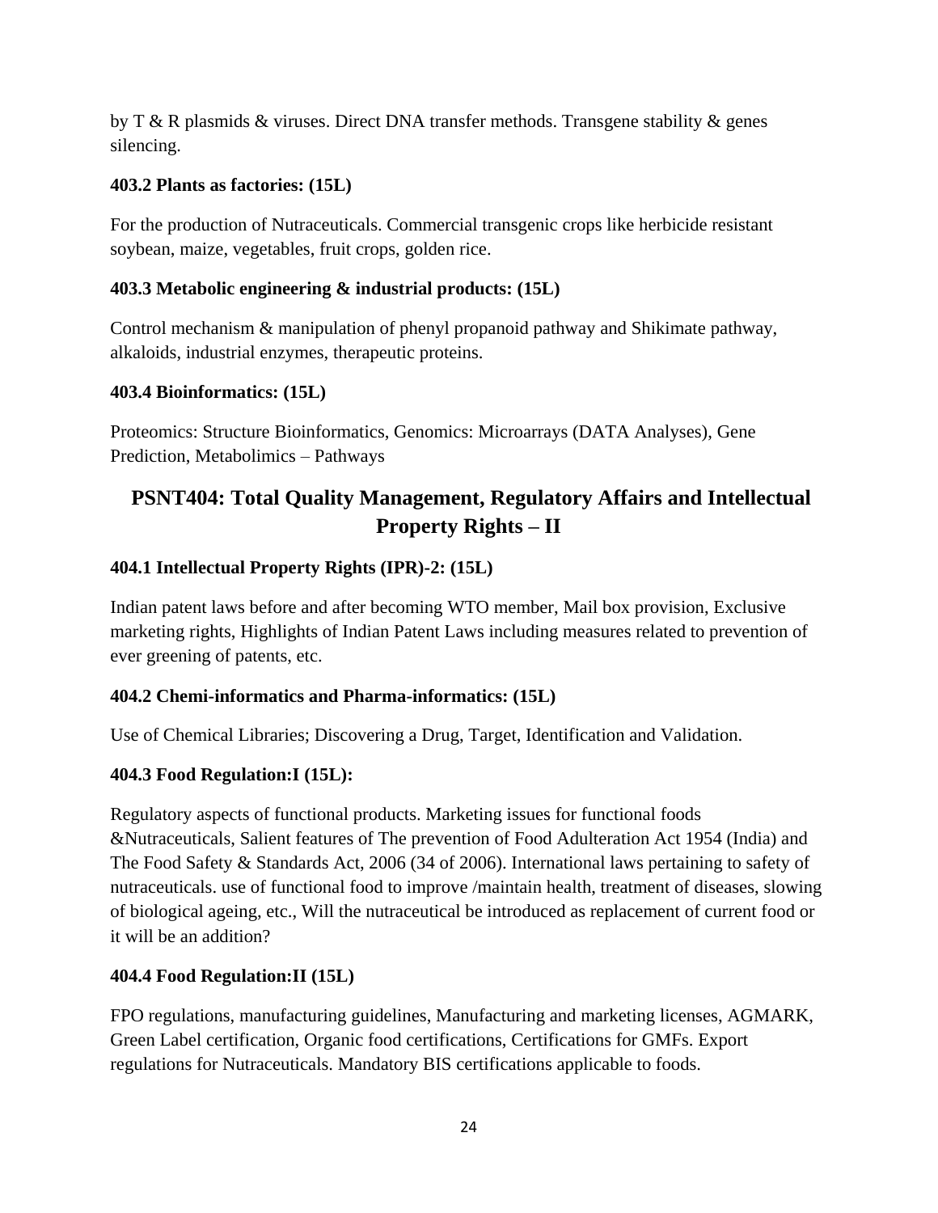by T & R plasmids & viruses. Direct DNA transfer methods. Transgene stability & genes silencing.

**403.2 Plants as factories: (15L)**

For the production of Nutraceuticals. Commercial transgenic crops like herbicide resistant soybean, maize, vegetables, fruit crops, golden rice.

**403.3 Metabolic engineering & industrial products: (15L)**

Control mechanism & manipulation of phenyl propanoid pathway and Shikimate pathway, alkaloids, industrial enzymes, therapeutic proteins.

**403.4 Bioinformatics: (15L)**

Proteomics: Structure Bioinformatics, Genomics: Microarrays (DATA Analyses), Gene Prediction, Metabolimics – Pathways

## PSNT404: Total Quality Management, Regulatory Affairs and Intellectual Property Rights – II

**404.1 Intellectual Property Rights (IPR)-2: (15L)**

Indian patent laws before and after becoming WTO member, Mail box provision, Exclusive marketing rights, Highlights of Indian Patent Laws including measures related to prevention of ever greening of patents, etc.

**404.2 Chemi-informatics and Pharma-informatics: (15L)**

Use of Chemical Libraries; Discovering a Drug, Target, Identification and Validation.

**404.3 Food Regulation:I (15L):**

Regulatory aspects of functional products. Marketing issues for functional foods &Nutraceuticals, Salient features of The prevention of Food Adulteration Act 1954 (India) and The Food Safety & Standards Act, 2006 (34 of 2006). International laws pertaining to safety of nutraceuticals. use of functional food to improve /maintain health, treatment of diseases, slowing of biological ageing, etc., Will the nutraceutical be introduced as replacement of current food or it will be an addition?

**404.4 Food Regulation:II (15L)**

FPO regulations, manufacturing guidelines, Manufacturing and marketing licenses, AGMARK, Green Label certification, Organic food certifications, Certifications for GMFs. Export regulations for Nutraceuticals. Mandatory BIS certifications applicable to foods.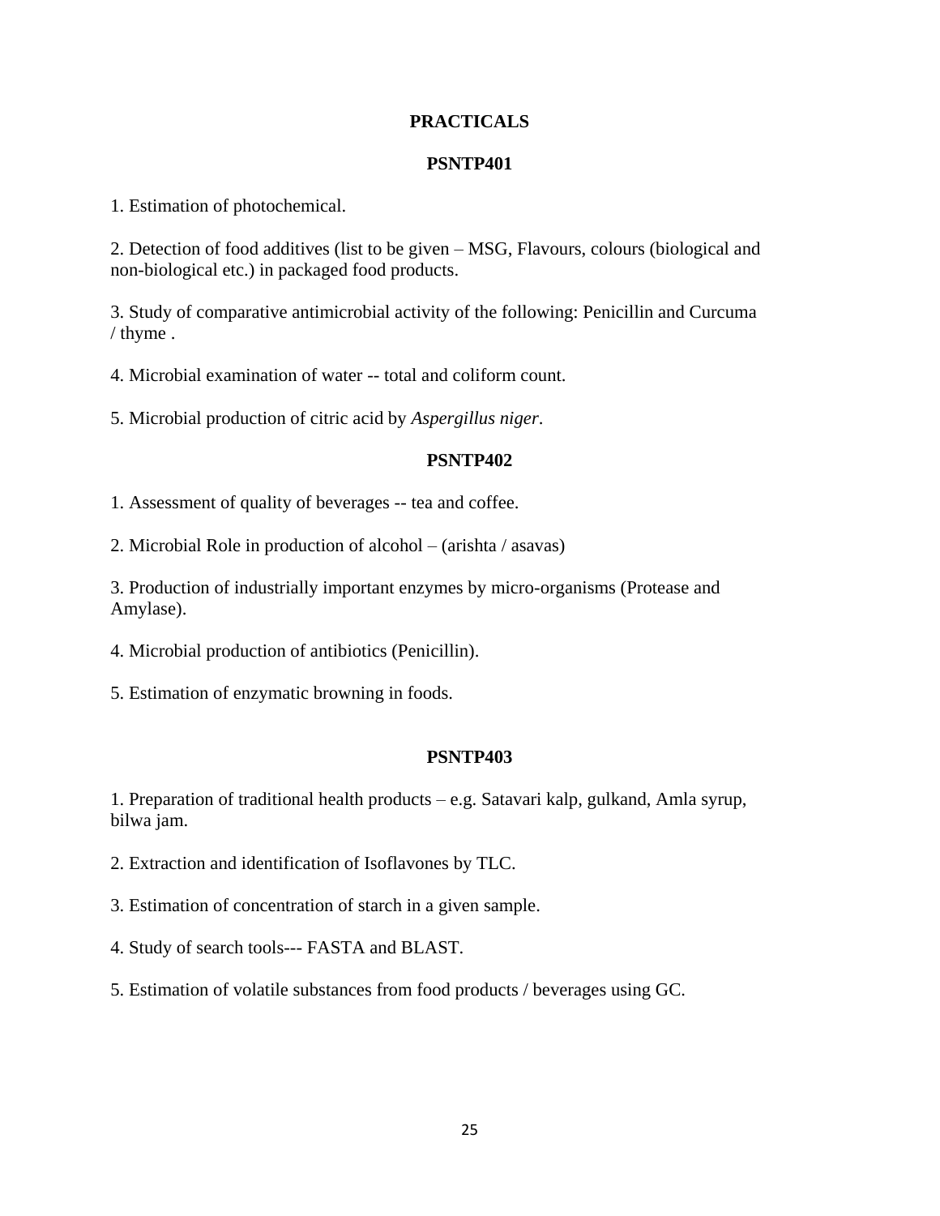## PRACTICALS

### PSNTP401

1. Estimation of photochemical.

2. Detection of food additives (list to be given – MSG, Flavours, colours (biological and non-biological etc.) in packaged food products.

3. Study of comparative antimicrobial activity of the following: Penicillin and Curcuma / thyme .

4. Microbial examination of water -- total and coliform count.

5. Microbial production of citric acid by *Aspergillus niger*.

### PSNTP402

1. Assessment of quality of beverages -- tea and coffee.

2. Microbial Role in production of alcohol – (arishta / asavas)

3. Production of industrially important enzymes by micro-organisms (Protease and Amylase).

4. Microbial production of antibiotics (Penicillin).

5. Estimation of enzymatic browning in foods.

### PSNTP403

1. Preparation of traditional health products – e.g. Satavari kalp, gulkand, Amla syrup, bilwa jam.

2. Extraction and identification of Isoflavones by TLC.

3. Estimation of concentration of starch in a given sample.

4. Study of search tools--- FASTA and BLAST.

5. Estimation of volatile substances from food products / beverages using GC.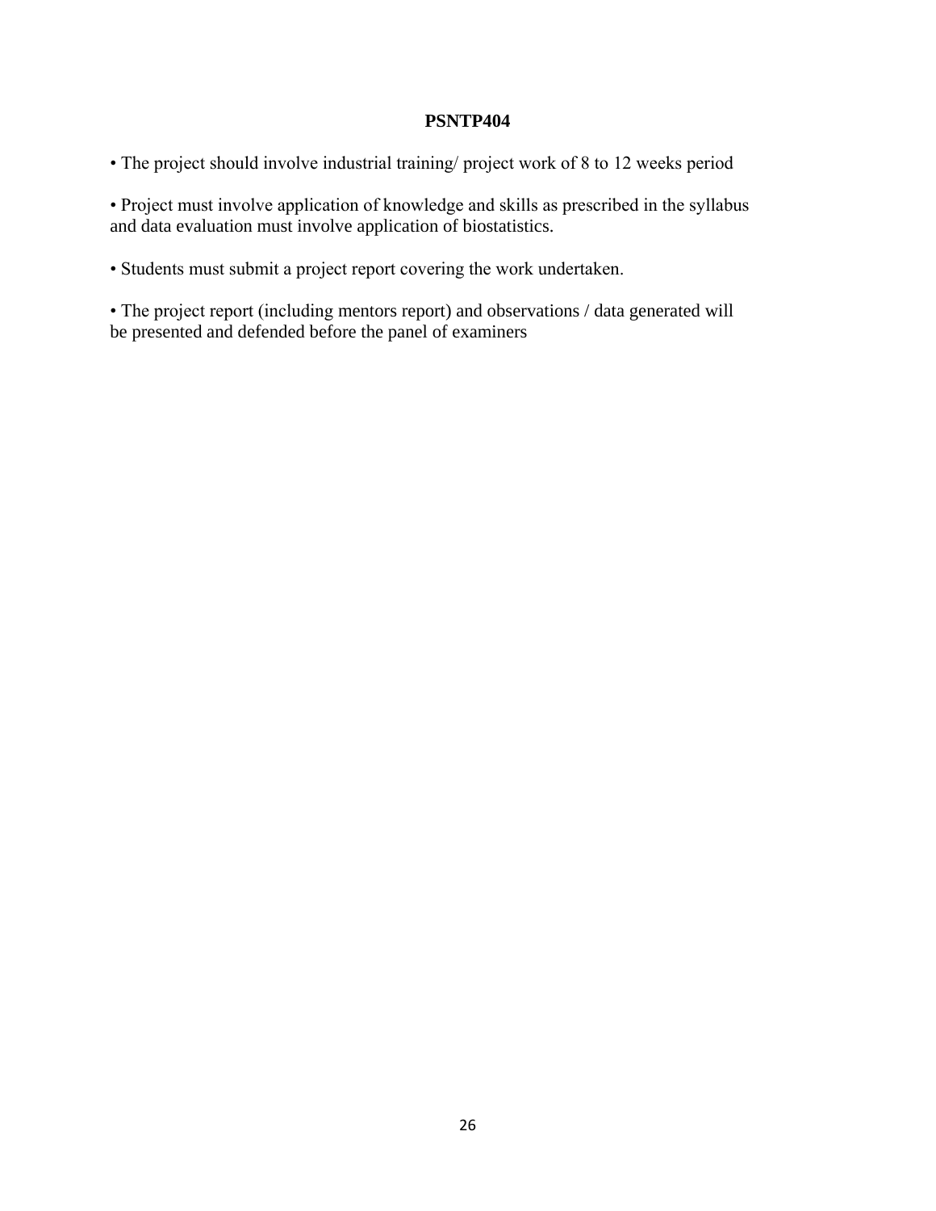**PSNTP404**

- The project should involve industrial training/ project work of 8 to 12 weeks period

- Project must involve application of knowledge and skills as prescribed in the syllabus and data evaluation must involve application of biostatistics.

- Students must submit a project report covering the work undertaken.

- The project report (including mentors report) and observations / data generated will be presented and defended before the panel of examiners